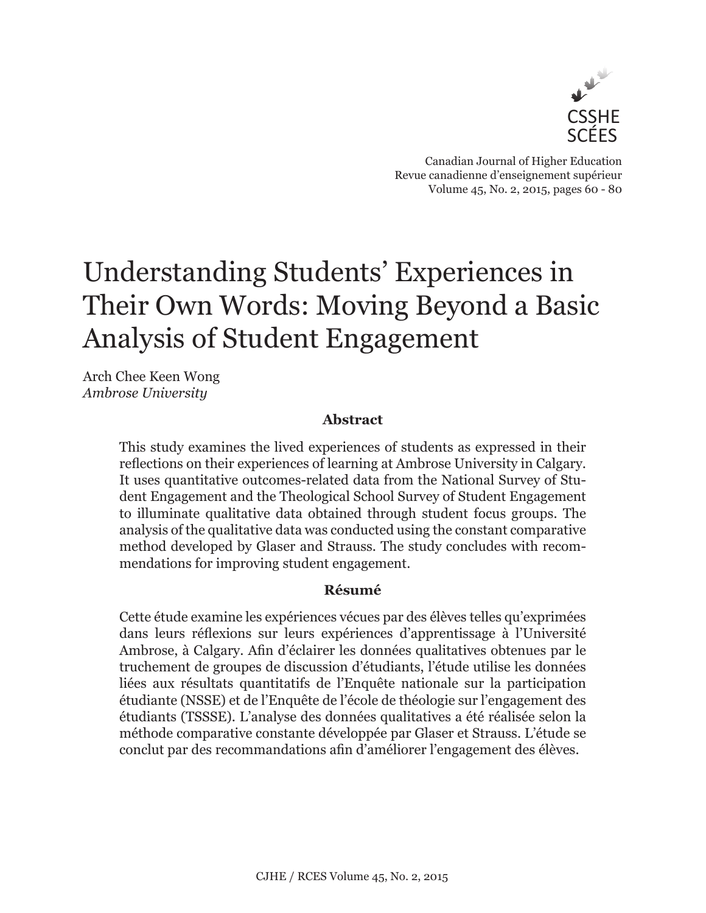# Understanding Students' Experiences in Their Own Words: Moving Beyond a Basic Analysis of Student Engagement

Arch Chee Keen Wong
*Ambrose University*

## Abstract

This study examines the lived experiences of students as expressed in their reflections on their experiences of learning at Ambrose University in Calgary. It uses quantitative outcomes-related data from the National Survey of Student Engagement and the Theological School Survey of Student Engagement to illuminate qualitative data obtained through student focus groups. The analysis of the qualitative data was conducted using the constant comparative method developed by Glaser and Strauss. The study concludes with recommendations for improving student engagement.

## Résumé

Cette étude examine les expériences vécues par des élèves telles qu'exprimées dans leurs réflexions sur leurs expériences d'apprentissage à l'Université Ambrose, à Calgary. Afin d'éclairer les données qualitatives obtenues par le truchement de groupes de discussion d'étudiants, l'étude utilise les données liées aux résultats quantitatifs de l'Enquête nationale sur la participation étudiante (NSSE) et de l'Enquête de l'école de théologie sur l'engagement des étudiants (TSSSE). L'analyse des données qualitatives a été réalisée selon la méthode comparative constante développée par Glaser et Strauss. L'étude se conclut par des recommandations afin d'améliorer l'engagement des élèves.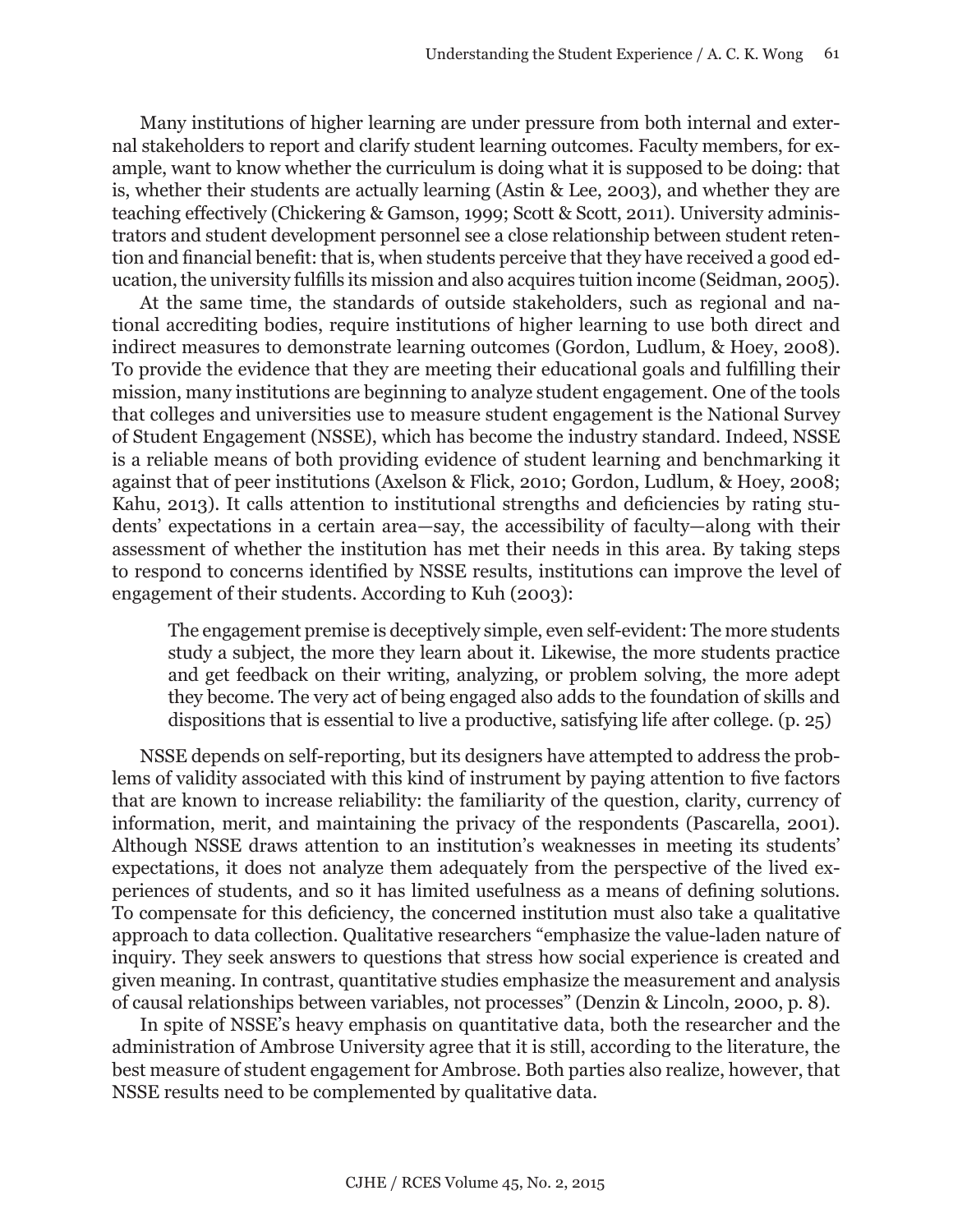Many institutions of higher learning are under pressure from both internal and external stakeholders to report and clarify student learning outcomes. Faculty members, for example, want to know whether the curriculum is doing what it is supposed to be doing: that is, whether their students are actually learning (Astin & Lee, 2003), and whether they are teaching effectively (Chickering & Gamson, 1999; Scott & Scott, 2011). University administrators and student development personnel see a close relationship between student retention and financial benefit: that is, when students perceive that they have received a good education, the university fulfills its mission and also acquires tuition income (Seidman, 2005).

At the same time, the standards of outside stakeholders, such as regional and national accrediting bodies, require institutions of higher learning to use both direct and indirect measures to demonstrate learning outcomes (Gordon, Ludlum, & Hoey, 2008). To provide the evidence that they are meeting their educational goals and fulfilling their mission, many institutions are beginning to analyze student engagement. One of the tools that colleges and universities use to measure student engagement is the National Survey of Student Engagement (NSSE), which has become the industry standard. Indeed, NSSE is a reliable means of both providing evidence of student learning and benchmarking it against that of peer institutions (Axelson & Flick, 2010; Gordon, Ludlum, & Hoey, 2008; Kahu, 2013). It calls attention to institutional strengths and deficiencies by rating students' expectations in a certain area—say, the accessibility of faculty—along with their assessment of whether the institution has met their needs in this area. By taking steps to respond to concerns identified by NSSE results, institutions can improve the level of engagement of their students. According to Kuh (2003):

> The engagement premise is deceptively simple, even self-evident: The more students study a subject, the more they learn about it. Likewise, the more students practice and get feedback on their writing, analyzing, or problem solving, the more adept they become. The very act of being engaged also adds to the foundation of skills and dispositions that is essential to live a productive, satisfying life after college. (p. 25)

NSSE depends on self-reporting, but its designers have attempted to address the problems of validity associated with this kind of instrument by paying attention to five factors that are known to increase reliability: the familiarity of the question, clarity, currency of information, merit, and maintaining the privacy of the respondents (Pascarella, 2001). Although NSSE draws attention to an institution's weaknesses in meeting its students' expectations, it does not analyze them adequately from the perspective of the lived experiences of students, and so it has limited usefulness as a means of defining solutions. To compensate for this deficiency, the concerned institution must also take a qualitative approach to data collection. Qualitative researchers "emphasize the value-laden nature of inquiry. They seek answers to questions that stress how social experience is created and given meaning. In contrast, quantitative studies emphasize the measurement and analysis of causal relationships between variables, not processes" (Denzin & Lincoln, 2000, p. 8).

In spite of NSSE's heavy emphasis on quantitative data, both the researcher and the administration of Ambrose University agree that it is still, according to the literature, the best measure of student engagement for Ambrose. Both parties also realize, however, that NSSE results need to be complemented by qualitative data.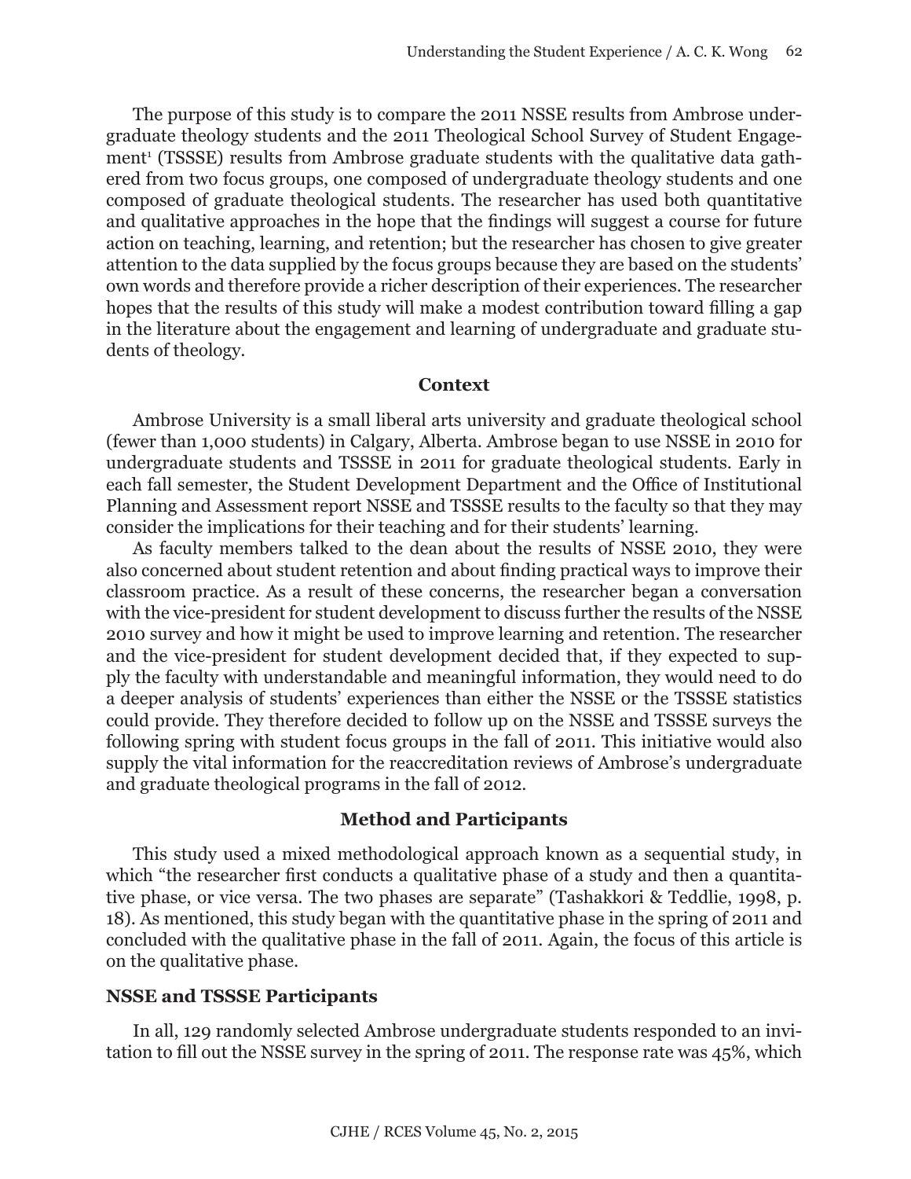The purpose of this study is to compare the 2011 NSSE results from Ambrose undergraduate theology students and the 2011 Theological School Survey of Student Engagement[1] (TSSSE) results from Ambrose graduate students with the qualitative data gathered from two focus groups, one composed of undergraduate theology students and one composed of graduate theological students. The researcher has used both quantitative and qualitative approaches in the hope that the findings will suggest a course for future action on teaching, learning, and retention; but the researcher has chosen to give greater attention to the data supplied by the focus groups because they are based on the students' own words and therefore provide a richer description of their experiences. The researcher hopes that the results of this study will make a modest contribution toward filling a gap in the literature about the engagement and learning of undergraduate and graduate students of theology.

## Context

Ambrose University is a small liberal arts university and graduate theological school (fewer than 1,000 students) in Calgary, Alberta. Ambrose began to use NSSE in 2010 for undergraduate students and TSSSE in 2011 for graduate theological students. Early in each fall semester, the Student Development Department and the Office of Institutional Planning and Assessment report NSSE and TSSSE results to the faculty so that they may consider the implications for their teaching and for their students' learning.

As faculty members talked to the dean about the results of NSSE 2010, they were also concerned about student retention and about finding practical ways to improve their classroom practice. As a result of these concerns, the researcher began a conversation with the vice-president for student development to discuss further the results of the NSSE 2010 survey and how it might be used to improve learning and retention. The researcher and the vice-president for student development decided that, if they expected to supply the faculty with understandable and meaningful information, they would need to do a deeper analysis of students' experiences than either the NSSE or the TSSSE statistics could provide. They therefore decided to follow up on the NSSE and TSSSE surveys the following spring with student focus groups in the fall of 2011. This initiative would also supply the vital information for the reaccreditation reviews of Ambrose's undergraduate and graduate theological programs in the fall of 2012.

## Method and Participants

This study used a mixed methodological approach known as a sequential study, in which "the researcher first conducts a qualitative phase of a study and then a quantitative phase, or vice versa. The two phases are separate" (Tashakkori & Teddlie, 1998, p. 18). As mentioned, this study began with the quantitative phase in the spring of 2011 and concluded with the qualitative phase in the fall of 2011. Again, the focus of this article is on the qualitative phase.

### NSSE and TSSSE Participants

In all, 129 randomly selected Ambrose undergraduate students responded to an invitation to fill out the NSSE survey in the spring of 2011. The response rate was 45%, which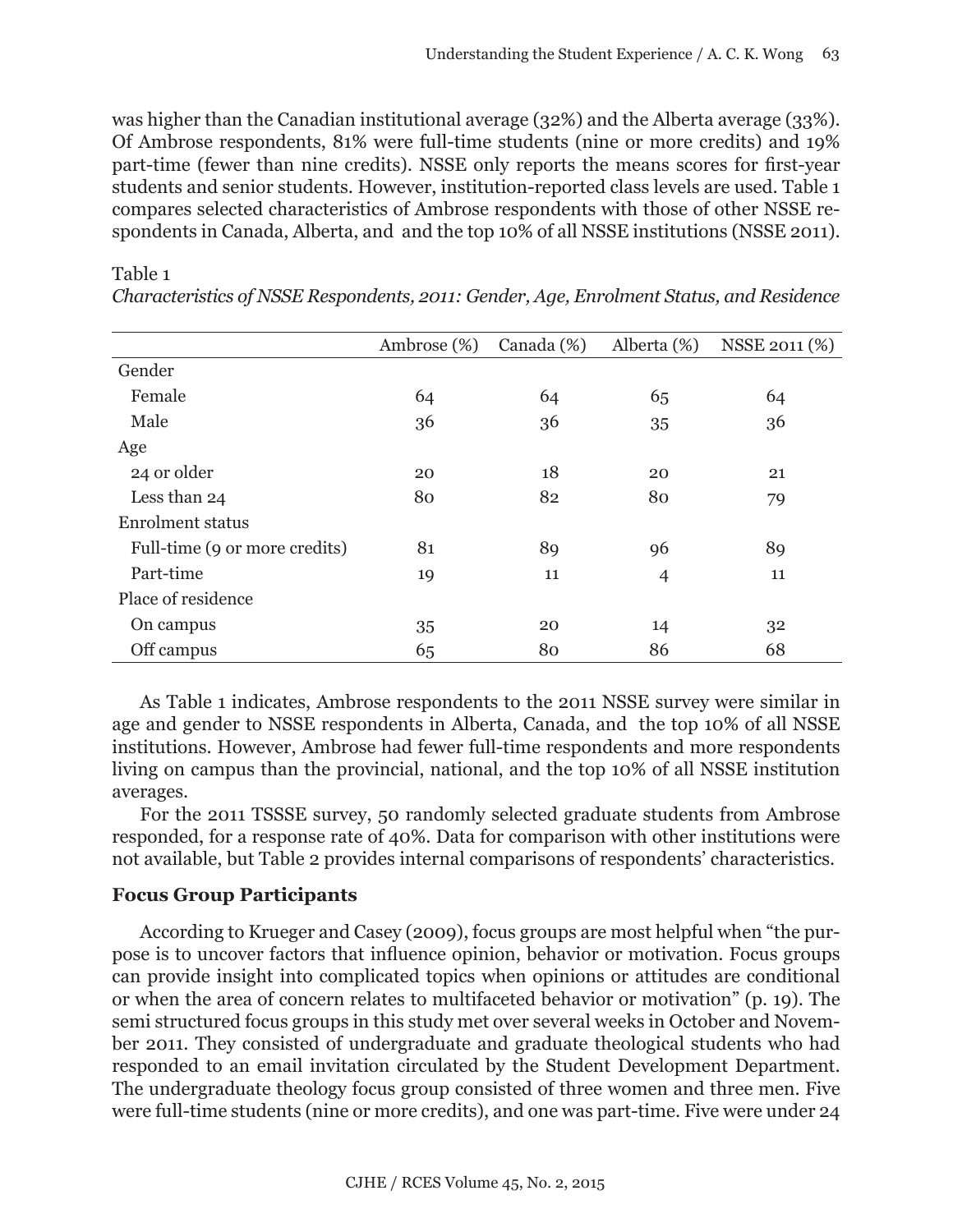was higher than the Canadian institutional average (32%) and the Alberta average (33%). Of Ambrose respondents, 81% were full-time students (nine or more credits) and 19% part-time (fewer than nine credits). NSSE only reports the means scores for first-year students and senior students. However, institution-reported class levels are used. Table 1 compares selected characteristics of Ambrose respondents with those of other NSSE respondents in Canada, Alberta, and and the top 10% of all NSSE institutions (NSSE 2011).

Table 1
*Characteristics of NSSE Respondents, 2011: Gender, Age, Enrolment Status, and Residence*

| | Ambrose (%) | Canada (%) | Alberta (%) | NSSE 2011 (%) |
|---|---|---|---|---|
| Gender | | | | |
| Female | 64 | 64 | 65 | 64 |
| Male | 36 | 36 | 35 | 36 |
| Age | | | | |
| 24 or older | 20 | 18 | 20 | 21 |
| Less than 24 | 80 | 82 | 80 | 79 |
| Enrolment status | | | | |
| Full-time (9 or more credits) | 81 | 89 | 96 | 89 |
| Part-time | 19 | 11 | 4 | 11 |
| Place of residence | | | | |
| On campus | 35 | 20 | 14 | 32 |
| Off campus | 65 | 80 | 86 | 68 |

As Table 1 indicates, Ambrose respondents to the 2011 NSSE survey were similar in age and gender to NSSE respondents in Alberta, Canada, and the top 10% of all NSSE institutions. However, Ambrose had fewer full-time respondents and more respondents living on campus than the provincial, national, and the top 10% of all NSSE institution averages.

For the 2011 TSSSE survey, 50 randomly selected graduate students from Ambrose responded, for a response rate of 40%. Data for comparison with other institutions were not available, but Table 2 provides internal comparisons of respondents' characteristics.

### Focus Group Participants

According to Krueger and Casey (2009), focus groups are most helpful when "the purpose is to uncover factors that influence opinion, behavior or motivation. Focus groups can provide insight into complicated topics when opinions or attitudes are conditional or when the area of concern relates to multifaceted behavior or motivation" (p. 19). The semi structured focus groups in this study met over several weeks in October and November 2011. They consisted of undergraduate and graduate theological students who had responded to an email invitation circulated by the Student Development Department. The undergraduate theology focus group consisted of three women and three men. Five were full-time students (nine or more credits), and one was part-time. Five were under 24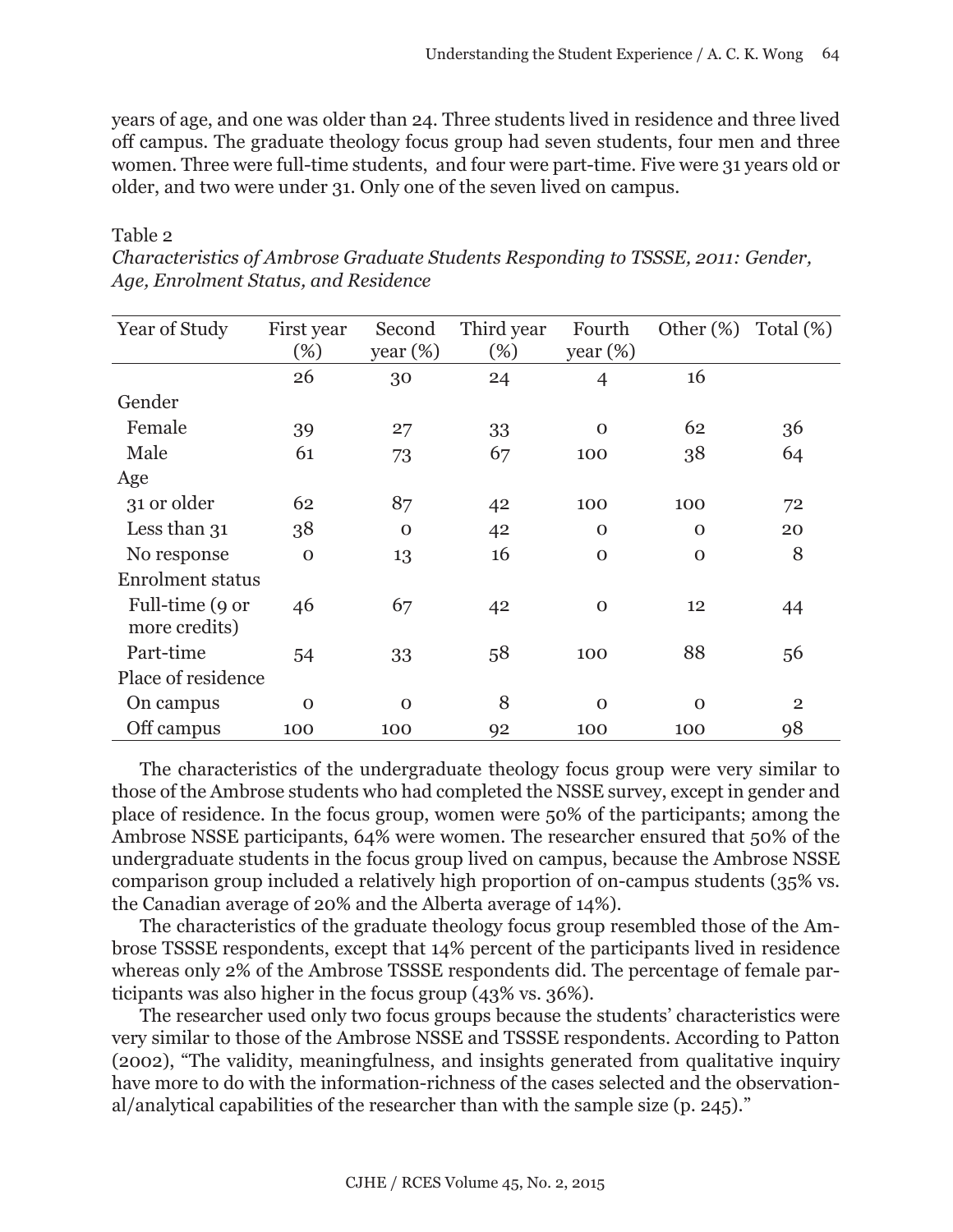years of age, and one was older than 24. Three students lived in residence and three lived off campus. The graduate theology focus group had seven students, four men and three women. Three were full-time students, and four were part-time. Five were 31 years old or older, and two were under 31. Only one of the seven lived on campus.

Table 2
*Characteristics of Ambrose Graduate Students Responding to TSSSE, 2011: Gender, Age, Enrolment Status, and Residence*

| Year of Study | First year (%) | Second year (%) | Third year (%) | Fourth year (%) | Other (%) | Total (%) |
|---|---|---|---|---|---|---|
| | 26 | 30 | 24 | 4 | 16 | |
| Gender | | | | | | |
| Female | 39 | 27 | 33 | 0 | 62 | 36 |
| Male | 61 | 73 | 67 | 100 | 38 | 64 |
| Age | | | | | | |
| 31 or older | 62 | 87 | 42 | 100 | 100 | 72 |
| Less than 31 | 38 | 0 | 42 | 0 | 0 | 20 |
| No response | 0 | 13 | 16 | 0 | 0 | 8 |
| Enrolment status | | | | | | |
| Full-time (9 or more credits) | 46 | 67 | 42 | 0 | 12 | 44 |
| Part-time | 54 | 33 | 58 | 100 | 88 | 56 |
| Place of residence | | | | | | |
| On campus | 0 | 0 | 8 | 0 | 0 | 2 |
| Off campus | 100 | 100 | 92 | 100 | 100 | 98 |

The characteristics of the undergraduate theology focus group were very similar to those of the Ambrose students who had completed the NSSE survey, except in gender and place of residence. In the focus group, women were 50% of the participants; among the Ambrose NSSE participants, 64% were women. The researcher ensured that 50% of the undergraduate students in the focus group lived on campus, because the Ambrose NSSE comparison group included a relatively high proportion of on-campus students (35% vs. the Canadian average of 20% and the Alberta average of 14%).

The characteristics of the graduate theology focus group resembled those of the Ambrose TSSSE respondents, except that 14% percent of the participants lived in residence whereas only 2% of the Ambrose TSSSE respondents did. The percentage of female participants was also higher in the focus group (43% vs. 36%).

The researcher used only two focus groups because the students' characteristics were very similar to those of the Ambrose NSSE and TSSSE respondents. According to Patton (2002), "The validity, meaningfulness, and insights generated from qualitative inquiry have more to do with the information-richness of the cases selected and the observational/analytical capabilities of the researcher than with the sample size (p. 245)."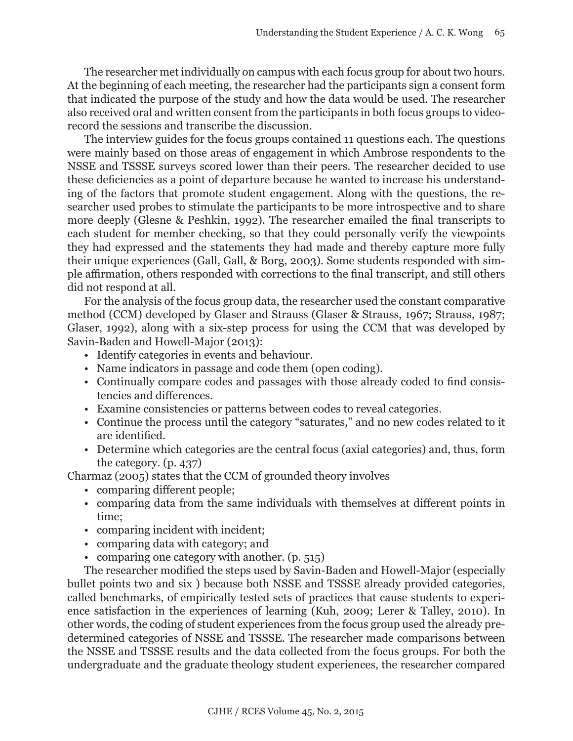The researcher met individually on campus with each focus group for about two hours. At the beginning of each meeting, the researcher had the participants sign a consent form that indicated the purpose of the study and how the data would be used. The researcher also received oral and written consent from the participants in both focus groups to video-record the sessions and transcribe the discussion.

The interview guides for the focus groups contained 11 questions each. The questions were mainly based on those areas of engagement in which Ambrose respondents to the NSSE and TSSSE surveys scored lower than their peers. The researcher decided to use these deficiencies as a point of departure because he wanted to increase his understanding of the factors that promote student engagement. Along with the questions, the researcher used probes to stimulate the participants to be more introspective and to share more deeply (Glesne & Peshkin, 1992). The researcher emailed the final transcripts to each student for member checking, so that they could personally verify the viewpoints they had expressed and the statements they had made and thereby capture more fully their unique experiences (Gall, Gall, & Borg, 2003). Some students responded with simple affirmation, others responded with corrections to the final transcript, and still others did not respond at all.

For the analysis of the focus group data, the researcher used the constant comparative method (CCM) developed by Glaser and Strauss (Glaser & Strauss, 1967; Strauss, 1987; Glaser, 1992), along with a six-step process for using the CCM that was developed by Savin-Baden and Howell-Major (2013):

- Identify categories in events and behaviour.
- Name indicators in passage and code them (open coding).
- Continually compare codes and passages with those already coded to find consistencies and differences.
- Examine consistencies or patterns between codes to reveal categories.
- Continue the process until the category "saturates," and no new codes related to it are identified.
- Determine which categories are the central focus (axial categories) and, thus, form the category. (p. 437)

Charmaz (2005) states that the CCM of grounded theory involves

- comparing different people;
- comparing data from the same individuals with themselves at different points in time;
- comparing incident with incident;
- comparing data with category; and
- comparing one category with another. (p. 515)

The researcher modified the steps used by Savin-Baden and Howell-Major (especially bullet points two and six ) because both NSSE and TSSSE already provided categories, called benchmarks, of empirically tested sets of practices that cause students to experience satisfaction in the experiences of learning (Kuh, 2009; Lerer & Talley, 2010). In other words, the coding of student experiences from the focus group used the already predetermined categories of NSSE and TSSSE. The researcher made comparisons between the NSSE and TSSSE results and the data collected from the focus groups. For both the undergraduate and the graduate theology student experiences, the researcher compared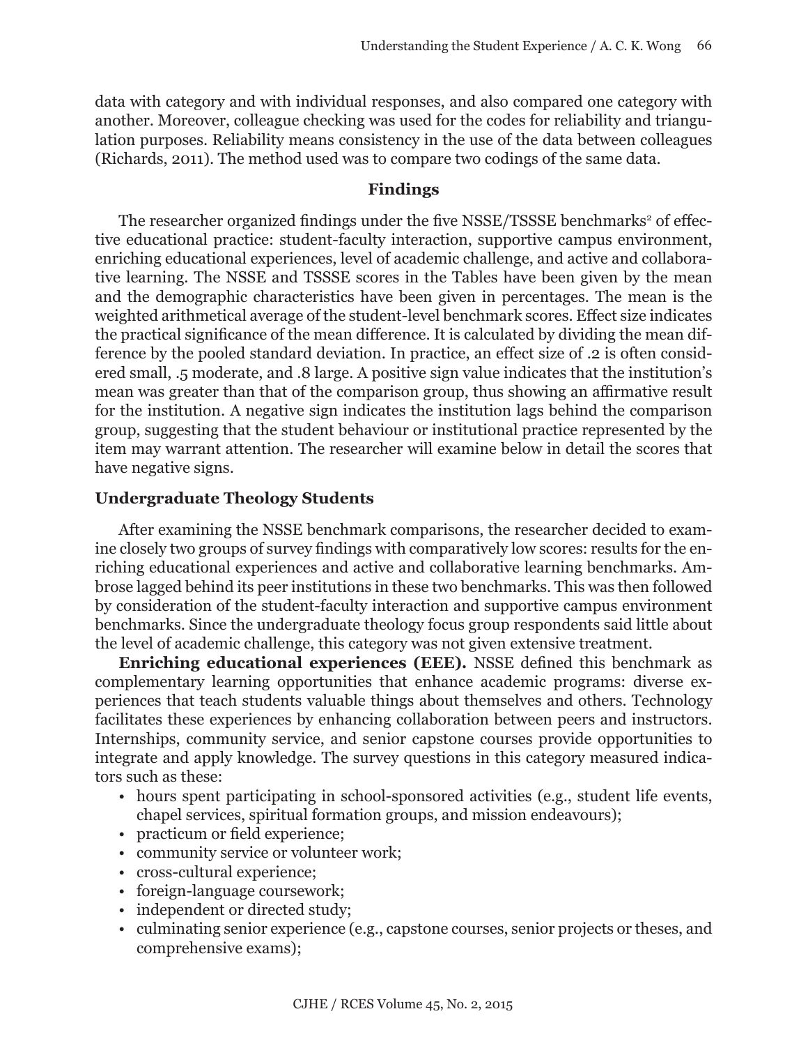data with category and with individual responses, and also compared one category with another. Moreover, colleague checking was used for the codes for reliability and triangulation purposes. Reliability means consistency in the use of the data between colleagues (Richards, 2011). The method used was to compare two codings of the same data.

## Findings

The researcher organized findings under the five NSSE/TSSSE benchmarks[2] of effective educational practice: student-faculty interaction, supportive campus environment, enriching educational experiences, level of academic challenge, and active and collaborative learning. The NSSE and TSSSE scores in the Tables have been given by the mean and the demographic characteristics have been given in percentages. The mean is the weighted arithmetical average of the student-level benchmark scores. Effect size indicates the practical significance of the mean difference. It is calculated by dividing the mean difference by the pooled standard deviation. In practice, an effect size of .2 is often considered small, .5 moderate, and .8 large. A positive sign value indicates that the institution's mean was greater than that of the comparison group, thus showing an affirmative result for the institution. A negative sign indicates the institution lags behind the comparison group, suggesting that the student behaviour or institutional practice represented by the item may warrant attention. The researcher will examine below in detail the scores that have negative signs.

### Undergraduate Theology Students

After examining the NSSE benchmark comparisons, the researcher decided to examine closely two groups of survey findings with comparatively low scores: results for the enriching educational experiences and active and collaborative learning benchmarks. Ambrose lagged behind its peer institutions in these two benchmarks. This was then followed by consideration of the student-faculty interaction and supportive campus environment benchmarks. Since the undergraduate theology focus group respondents said little about the level of academic challenge, this category was not given extensive treatment.

**Enriching educational experiences (EEE).** NSSE defined this benchmark as complementary learning opportunities that enhance academic programs: diverse experiences that teach students valuable things about themselves and others. Technology facilitates these experiences by enhancing collaboration between peers and instructors. Internships, community service, and senior capstone courses provide opportunities to integrate and apply knowledge. The survey questions in this category measured indicators such as these:

- hours spent participating in school-sponsored activities (e.g., student life events, chapel services, spiritual formation groups, and mission endeavours);
- practicum or field experience;
- community service or volunteer work;
- cross-cultural experience;
- foreign-language coursework;
- independent or directed study;
- culminating senior experience (e.g., capstone courses, senior projects or theses, and comprehensive exams);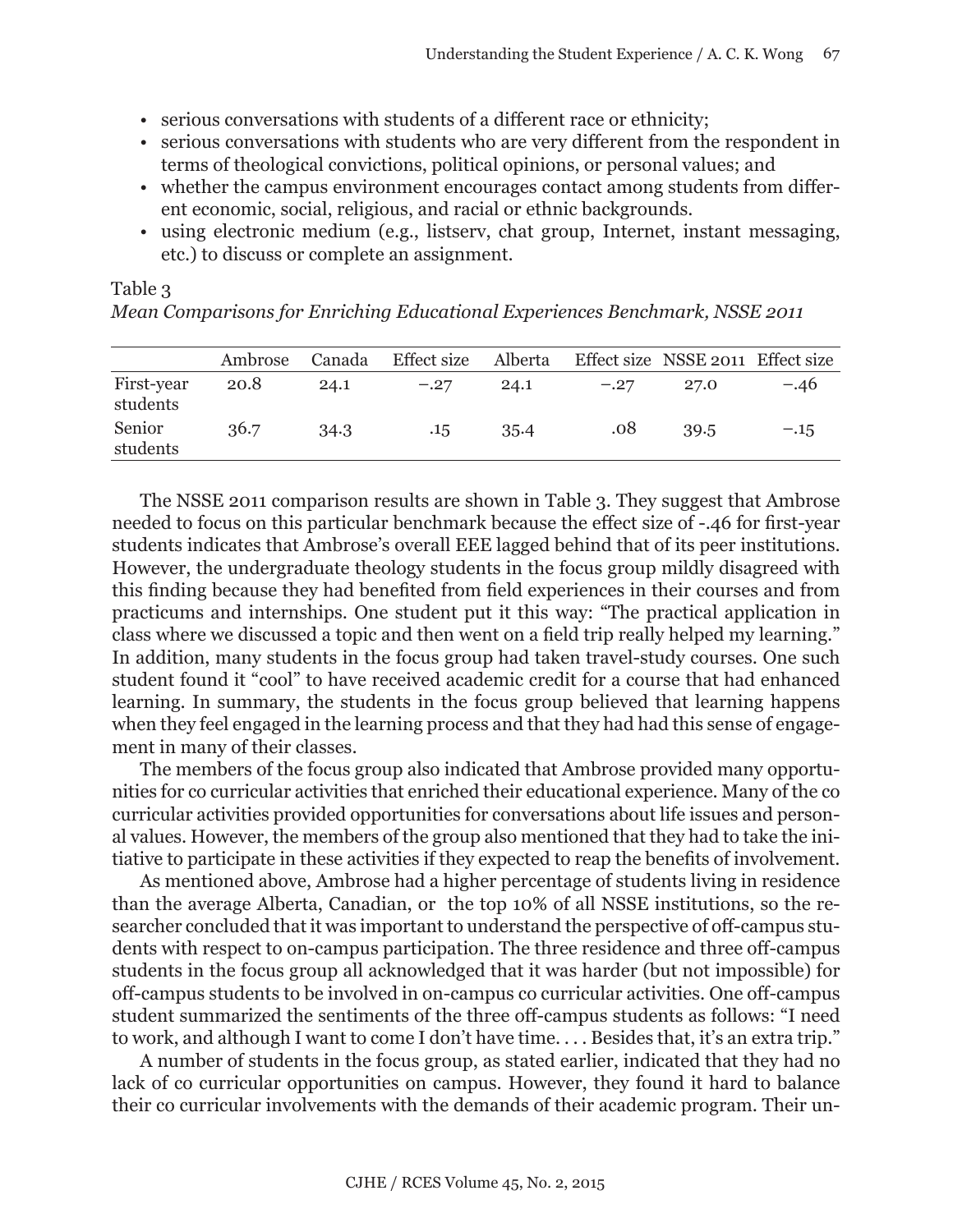- serious conversations with students of a different race or ethnicity;
- serious conversations with students who are very different from the respondent in terms of theological convictions, political opinions, or personal values; and
- whether the campus environment encourages contact among students from different economic, social, religious, and racial or ethnic backgrounds.
- using electronic medium (e.g., listserv, chat group, Internet, instant messaging, etc.) to discuss or complete an assignment.

Table 3

*Mean Comparisons for Enriching Educational Experiences Benchmark, NSSE 2011*

| | Ambrose | Canada | Effect size | Alberta | Effect size | NSSE 2011 | Effect size |
|---|---|---|---|---|---|---|---|
| First-year students | 20.8 | 24.1 | −.27 | 24.1 | −.27 | 27.0 | −.46 |
| Senior students | 36.7 | 34.3 | .15 | 35.4 | .08 | 39.5 | −.15 |

The NSSE 2011 comparison results are shown in Table 3. They suggest that Ambrose needed to focus on this particular benchmark because the effect size of -.46 for first-year students indicates that Ambrose's overall EEE lagged behind that of its peer institutions. However, the undergraduate theology students in the focus group mildly disagreed with this finding because they had benefited from field experiences in their courses and from practicums and internships. One student put it this way: "The practical application in class where we discussed a topic and then went on a field trip really helped my learning." In addition, many students in the focus group had taken travel-study courses. One such student found it "cool" to have received academic credit for a course that had enhanced learning. In summary, the students in the focus group believed that learning happens when they feel engaged in the learning process and that they had had this sense of engagement in many of their classes.

The members of the focus group also indicated that Ambrose provided many opportunities for co curricular activities that enriched their educational experience. Many of the co curricular activities provided opportunities for conversations about life issues and personal values. However, the members of the group also mentioned that they had to take the initiative to participate in these activities if they expected to reap the benefits of involvement.

As mentioned above, Ambrose had a higher percentage of students living in residence than the average Alberta, Canadian, or the top 10% of all NSSE institutions, so the researcher concluded that it was important to understand the perspective of off-campus students with respect to on-campus participation. The three residence and three off-campus students in the focus group all acknowledged that it was harder (but not impossible) for off-campus students to be involved in on-campus co curricular activities. One off-campus student summarized the sentiments of the three off-campus students as follows: "I need to work, and although I want to come I don't have time. . . . Besides that, it's an extra trip."

A number of students in the focus group, as stated earlier, indicated that they had no lack of co curricular opportunities on campus. However, they found it hard to balance their co curricular involvements with the demands of their academic program. Their un-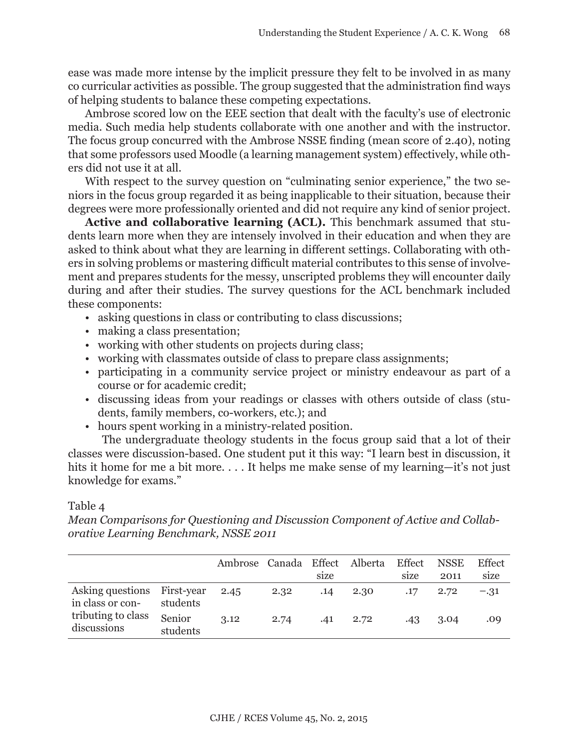ease was made more intense by the implicit pressure they felt to be involved in as many co curricular activities as possible. The group suggested that the administration find ways of helping students to balance these competing expectations.

Ambrose scored low on the EEE section that dealt with the faculty's use of electronic media. Such media help students collaborate with one another and with the instructor. The focus group concurred with the Ambrose NSSE finding (mean score of 2.40), noting that some professors used Moodle (a learning management system) effectively, while others did not use it at all.

With respect to the survey question on "culminating senior experience," the two seniors in the focus group regarded it as being inapplicable to their situation, because their degrees were more professionally oriented and did not require any kind of senior project.

**Active and collaborative learning (ACL).** This benchmark assumed that students learn more when they are intensely involved in their education and when they are asked to think about what they are learning in different settings. Collaborating with others in solving problems or mastering difficult material contributes to this sense of involvement and prepares students for the messy, unscripted problems they will encounter daily during and after their studies. The survey questions for the ACL benchmark included these components:

- asking questions in class or contributing to class discussions;
- making a class presentation;
- working with other students on projects during class;
- working with classmates outside of class to prepare class assignments;
- participating in a community service project or ministry endeavour as part of a course or for academic credit;
- discussing ideas from your readings or classes with others outside of class (students, family members, co-workers, etc.); and
- hours spent working in a ministry-related position.

The undergraduate theology students in the focus group said that a lot of their classes were discussion-based. One student put it this way: "I learn best in discussion, it hits it home for me a bit more. . . . It helps me make sense of my learning—it's not just knowledge for exams."

Table 4

*Mean Comparisons for Questioning and Discussion Component of Active and Collaborative Learning Benchmark, NSSE 2011*

| | | Ambrose | Canada | Effect size | Alberta | Effect size | NSSE 2011 | Effect size |
|---|---|---|---|---|---|---|---|---|
| Asking questions in class or contributing to class discussions | First-year students | 2.45 | 2.32 | .14 | 2.30 | .17 | 2.72 | −.31 |
| | Senior students | 3.12 | 2.74 | .41 | 2.72 | .43 | 3.04 | .09 |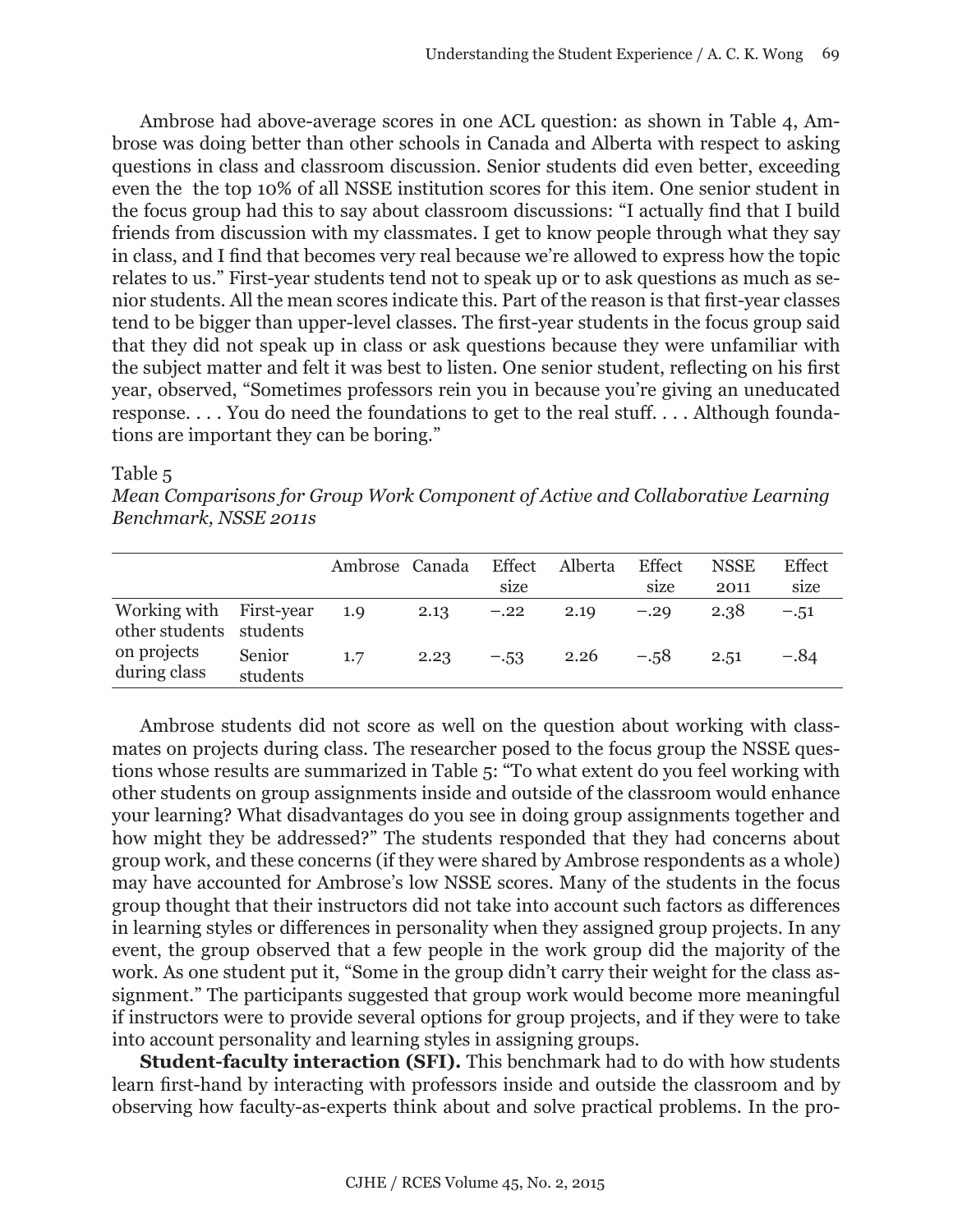Ambrose had above-average scores in one ACL question: as shown in Table 4, Ambrose was doing better than other schools in Canada and Alberta with respect to asking questions in class and classroom discussion. Senior students did even better, exceeding even the the top 10% of all NSSE institution scores for this item. One senior student in the focus group had this to say about classroom discussions: "I actually find that I build friends from discussion with my classmates. I get to know people through what they say in class, and I find that becomes very real because we're allowed to express how the topic relates to us." First-year students tend not to speak up or to ask questions as much as senior students. All the mean scores indicate this. Part of the reason is that first-year classes tend to be bigger than upper-level classes. The first-year students in the focus group said that they did not speak up in class or ask questions because they were unfamiliar with the subject matter and felt it was best to listen. One senior student, reflecting on his first year, observed, "Sometimes professors rein you in because you're giving an uneducated response. . . . You do need the foundations to get to the real stuff. . . . Although foundations are important they can be boring."

Table 5

*Mean Comparisons for Group Work Component of Active and Collaborative Learning Benchmark, NSSE 2011s*

| | | Ambrose | Canada | Effect size | Alberta | Effect size | NSSE 2011 | Effect size |
|---|---|---|---|---|---|---|---|---|
| Working with other students on projects during class | First-year students | 1.9 | 2.13 | −.22 | 2.19 | −.29 | 2.38 | −.51 |
| | Senior students | 1.7 | 2.23 | −.53 | 2.26 | −.58 | 2.51 | −.84 |

Ambrose students did not score as well on the question about working with classmates on projects during class. The researcher posed to the focus group the NSSE questions whose results are summarized in Table 5: "To what extent do you feel working with other students on group assignments inside and outside of the classroom would enhance your learning? What disadvantages do you see in doing group assignments together and how might they be addressed?" The students responded that they had concerns about group work, and these concerns (if they were shared by Ambrose respondents as a whole) may have accounted for Ambrose's low NSSE scores. Many of the students in the focus group thought that their instructors did not take into account such factors as differences in learning styles or differences in personality when they assigned group projects. In any event, the group observed that a few people in the work group did the majority of the work. As one student put it, "Some in the group didn't carry their weight for the class assignment." The participants suggested that group work would become more meaningful if instructors were to provide several options for group projects, and if they were to take into account personality and learning styles in assigning groups.

**Student-faculty interaction (SFI).** This benchmark had to do with how students learn first-hand by interacting with professors inside and outside the classroom and by observing how faculty-as-experts think about and solve practical problems. In the pro-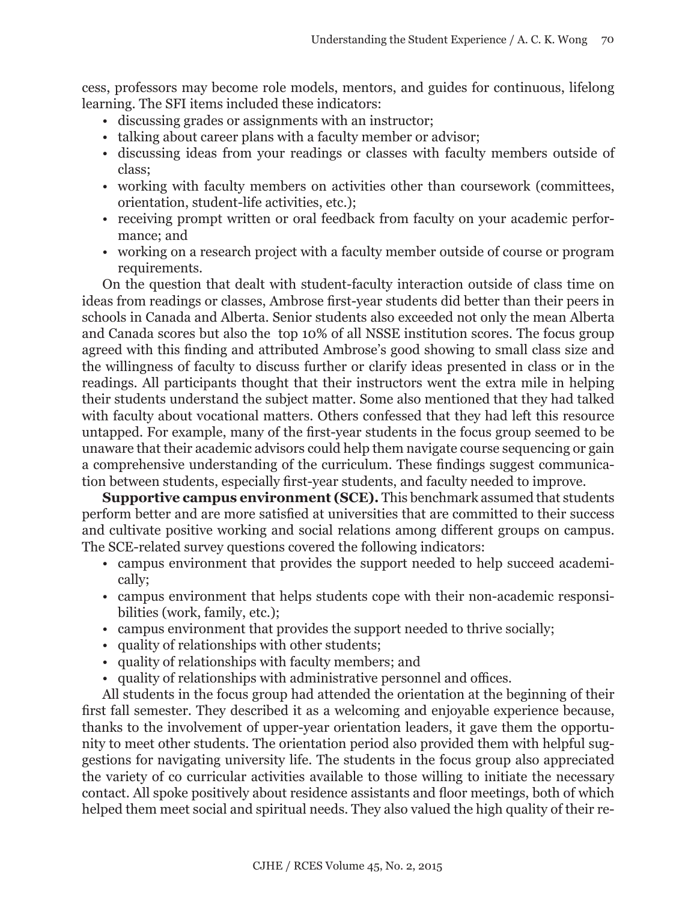cess, professors may become role models, mentors, and guides for continuous, lifelong learning. The SFI items included these indicators:

- discussing grades or assignments with an instructor;
- talking about career plans with a faculty member or advisor;
- discussing ideas from your readings or classes with faculty members outside of class;
- working with faculty members on activities other than coursework (committees, orientation, student-life activities, etc.);
- receiving prompt written or oral feedback from faculty on your academic performance; and
- working on a research project with a faculty member outside of course or program requirements.

On the question that dealt with student-faculty interaction outside of class time on ideas from readings or classes, Ambrose first-year students did better than their peers in schools in Canada and Alberta. Senior students also exceeded not only the mean Alberta and Canada scores but also the top 10% of all NSSE institution scores. The focus group agreed with this finding and attributed Ambrose's good showing to small class size and the willingness of faculty to discuss further or clarify ideas presented in class or in the readings. All participants thought that their instructors went the extra mile in helping their students understand the subject matter. Some also mentioned that they had talked with faculty about vocational matters. Others confessed that they had left this resource untapped. For example, many of the first-year students in the focus group seemed to be unaware that their academic advisors could help them navigate course sequencing or gain a comprehensive understanding of the curriculum. These findings suggest communication between students, especially first-year students, and faculty needed to improve.

**Supportive campus environment (SCE).** This benchmark assumed that students perform better and are more satisfied at universities that are committed to their success and cultivate positive working and social relations among different groups on campus. The SCE-related survey questions covered the following indicators:

- campus environment that provides the support needed to help succeed academically;
- campus environment that helps students cope with their non-academic responsibilities (work, family, etc.);
- campus environment that provides the support needed to thrive socially;
- quality of relationships with other students;
- quality of relationships with faculty members; and
- quality of relationships with administrative personnel and offices.

All students in the focus group had attended the orientation at the beginning of their first fall semester. They described it as a welcoming and enjoyable experience because, thanks to the involvement of upper-year orientation leaders, it gave them the opportunity to meet other students. The orientation period also provided them with helpful suggestions for navigating university life. The students in the focus group also appreciated the variety of co curricular activities available to those willing to initiate the necessary contact. All spoke positively about residence assistants and floor meetings, both of which helped them meet social and spiritual needs. They also valued the high quality of their re-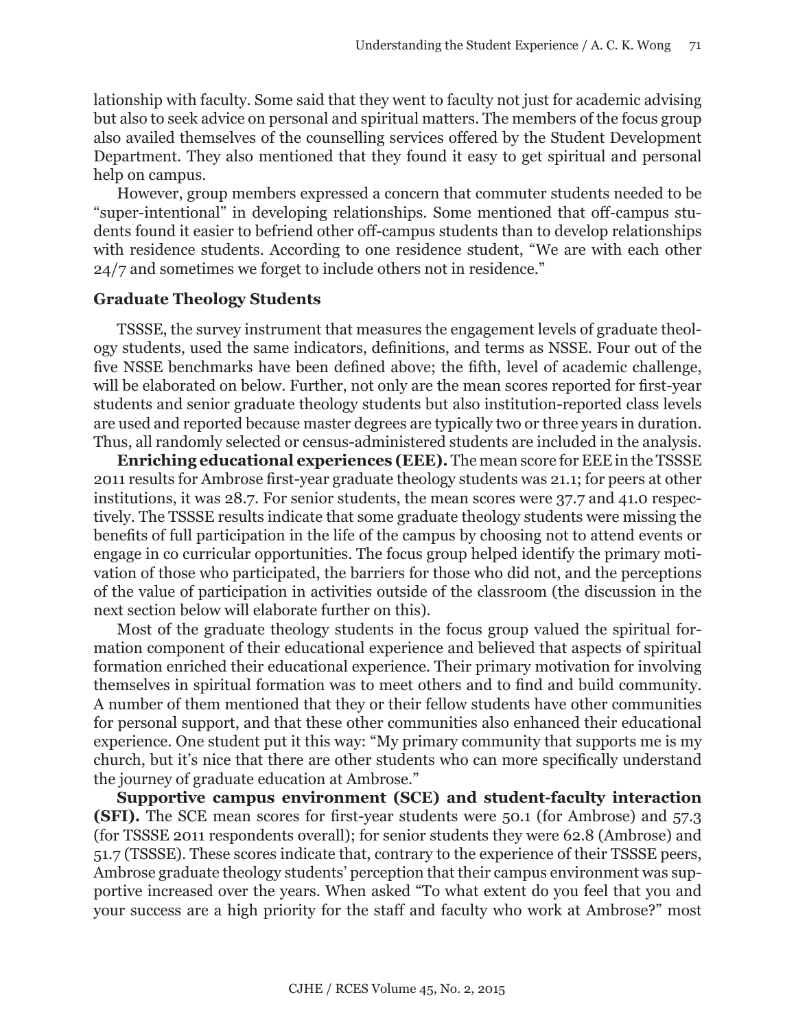lationship with faculty. Some said that they went to faculty not just for academic advising but also to seek advice on personal and spiritual matters. The members of the focus group also availed themselves of the counselling services offered by the Student Development Department. They also mentioned that they found it easy to get spiritual and personal help on campus.

However, group members expressed a concern that commuter students needed to be "super-intentional" in developing relationships. Some mentioned that off-campus students found it easier to befriend other off-campus students than to develop relationships with residence students. According to one residence student, "We are with each other 24/7 and sometimes we forget to include others not in residence."

### Graduate Theology Students

TSSSE, the survey instrument that measures the engagement levels of graduate theology students, used the same indicators, definitions, and terms as NSSE. Four out of the five NSSE benchmarks have been defined above; the fifth, level of academic challenge, will be elaborated on below. Further, not only are the mean scores reported for first-year students and senior graduate theology students but also institution-reported class levels are used and reported because master degrees are typically two or three years in duration. Thus, all randomly selected or census-administered students are included in the analysis.

**Enriching educational experiences (EEE).** The mean score for EEE in the TSSSE 2011 results for Ambrose first-year graduate theology students was 21.1; for peers at other institutions, it was 28.7. For senior students, the mean scores were 37.7 and 41.0 respectively. The TSSSE results indicate that some graduate theology students were missing the benefits of full participation in the life of the campus by choosing not to attend events or engage in co curricular opportunities. The focus group helped identify the primary motivation of those who participated, the barriers for those who did not, and the perceptions of the value of participation in activities outside of the classroom (the discussion in the next section below will elaborate further on this).

Most of the graduate theology students in the focus group valued the spiritual formation component of their educational experience and believed that aspects of spiritual formation enriched their educational experience. Their primary motivation for involving themselves in spiritual formation was to meet others and to find and build community. A number of them mentioned that they or their fellow students have other communities for personal support, and that these other communities also enhanced their educational experience. One student put it this way: "My primary community that supports me is my church, but it's nice that there are other students who can more specifically understand the journey of graduate education at Ambrose."

**Supportive campus environment (SCE) and student-faculty interaction (SFI).** The SCE mean scores for first-year students were 50.1 (for Ambrose) and 57.3 (for TSSSE 2011 respondents overall); for senior students they were 62.8 (Ambrose) and 51.7 (TSSSE). These scores indicate that, contrary to the experience of their TSSSE peers, Ambrose graduate theology students' perception that their campus environment was supportive increased over the years. When asked "To what extent do you feel that you and your success are a high priority for the staff and faculty who work at Ambrose?" most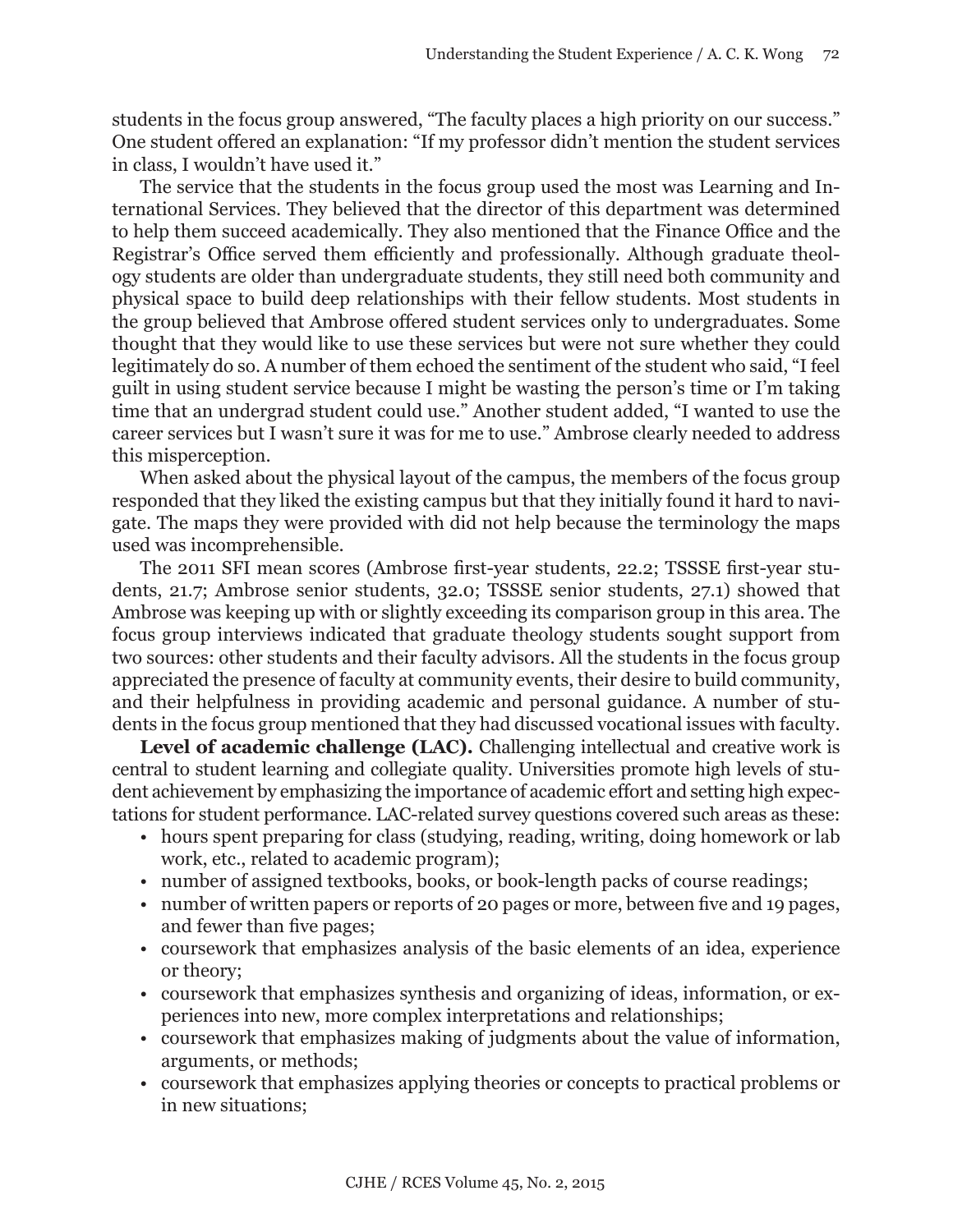students in the focus group answered, "The faculty places a high priority on our success." One student offered an explanation: "If my professor didn't mention the student services in class, I wouldn't have used it."

The service that the students in the focus group used the most was Learning and International Services. They believed that the director of this department was determined to help them succeed academically. They also mentioned that the Finance Office and the Registrar's Office served them efficiently and professionally. Although graduate theology students are older than undergraduate students, they still need both community and physical space to build deep relationships with their fellow students. Most students in the group believed that Ambrose offered student services only to undergraduates. Some thought that they would like to use these services but were not sure whether they could legitimately do so. A number of them echoed the sentiment of the student who said, "I feel guilt in using student service because I might be wasting the person's time or I'm taking time that an undergrad student could use." Another student added, "I wanted to use the career services but I wasn't sure it was for me to use." Ambrose clearly needed to address this misperception.

When asked about the physical layout of the campus, the members of the focus group responded that they liked the existing campus but that they initially found it hard to navigate. The maps they were provided with did not help because the terminology the maps used was incomprehensible.

The 2011 SFI mean scores (Ambrose first-year students, 22.2; TSSSE first-year students, 21.7; Ambrose senior students, 32.0; TSSSE senior students, 27.1) showed that Ambrose was keeping up with or slightly exceeding its comparison group in this area. The focus group interviews indicated that graduate theology students sought support from two sources: other students and their faculty advisors. All the students in the focus group appreciated the presence of faculty at community events, their desire to build community, and their helpfulness in providing academic and personal guidance. A number of students in the focus group mentioned that they had discussed vocational issues with faculty.

**Level of academic challenge (LAC).** Challenging intellectual and creative work is central to student learning and collegiate quality. Universities promote high levels of student achievement by emphasizing the importance of academic effort and setting high expectations for student performance. LAC-related survey questions covered such areas as these:

- hours spent preparing for class (studying, reading, writing, doing homework or lab work, etc., related to academic program);
- number of assigned textbooks, books, or book-length packs of course readings;
- number of written papers or reports of 20 pages or more, between five and 19 pages, and fewer than five pages;
- coursework that emphasizes analysis of the basic elements of an idea, experience or theory;
- coursework that emphasizes synthesis and organizing of ideas, information, or experiences into new, more complex interpretations and relationships;
- coursework that emphasizes making of judgments about the value of information, arguments, or methods;
- coursework that emphasizes applying theories or concepts to practical problems or in new situations;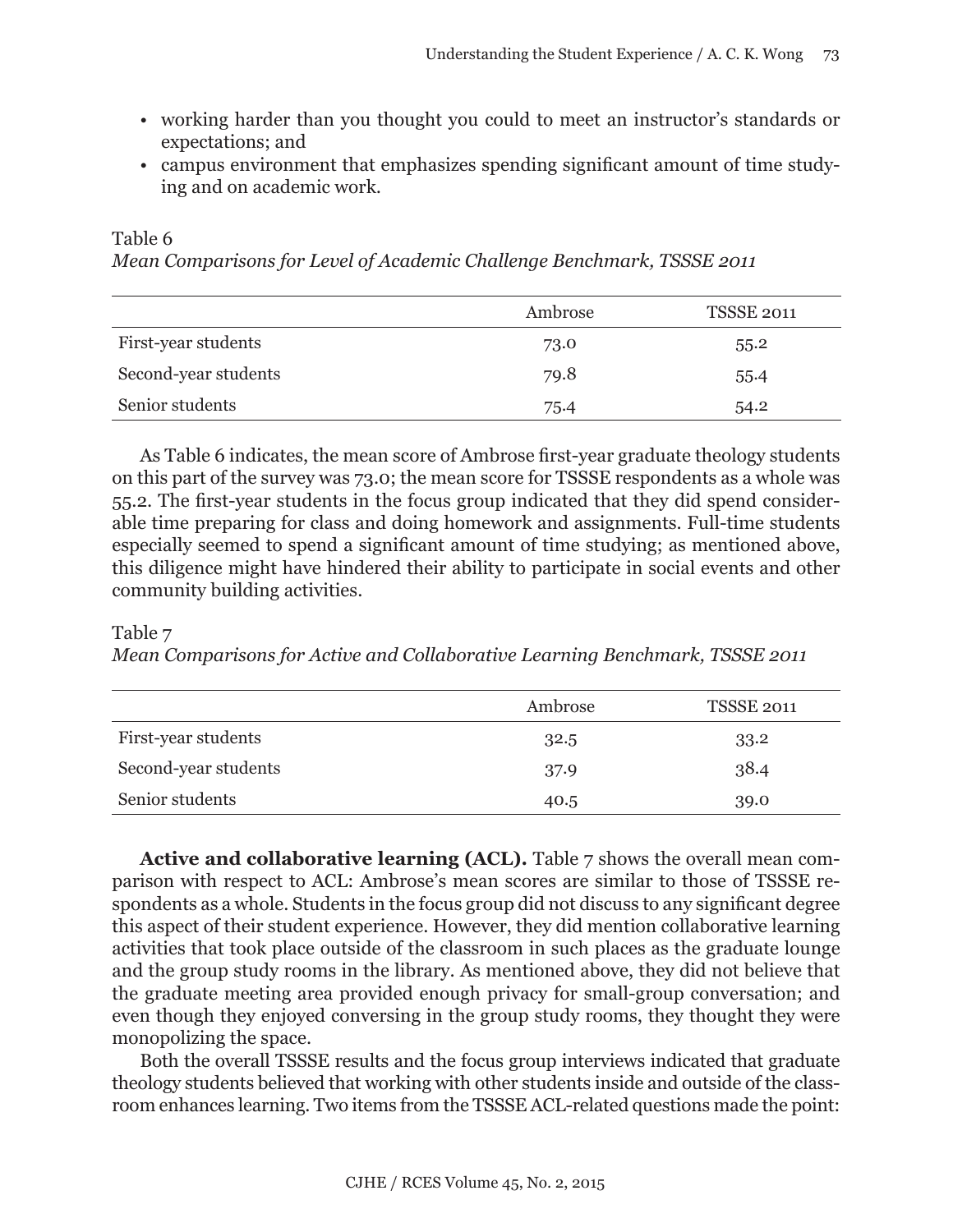- working harder than you thought you could to meet an instructor's standards or expectations; and
- campus environment that emphasizes spending significant amount of time studying and on academic work.

Table 6
*Mean Comparisons for Level of Academic Challenge Benchmark, TSSSE 2011*

| | Ambrose | TSSSE 2011 |
|---|---|---|
| First-year students | 73.0 | 55.2 |
| Second-year students | 79.8 | 55.4 |
| Senior students | 75.4 | 54.2 |

As Table 6 indicates, the mean score of Ambrose first-year graduate theology students on this part of the survey was 73.0; the mean score for TSSSE respondents as a whole was 55.2. The first-year students in the focus group indicated that they did spend considerable time preparing for class and doing homework and assignments. Full-time students especially seemed to spend a significant amount of time studying; as mentioned above, this diligence might have hindered their ability to participate in social events and other community building activities.

Table 7
*Mean Comparisons for Active and Collaborative Learning Benchmark, TSSSE 2011*

| | Ambrose | TSSSE 2011 |
|---|---|---|
| First-year students | 32.5 | 33.2 |
| Second-year students | 37.9 | 38.4 |
| Senior students | 40.5 | 39.0 |

**Active and collaborative learning (ACL).** Table 7 shows the overall mean comparison with respect to ACL: Ambrose's mean scores are similar to those of TSSSE respondents as a whole. Students in the focus group did not discuss to any significant degree this aspect of their student experience. However, they did mention collaborative learning activities that took place outside of the classroom in such places as the graduate lounge and the group study rooms in the library. As mentioned above, they did not believe that the graduate meeting area provided enough privacy for small-group conversation; and even though they enjoyed conversing in the group study rooms, they thought they were monopolizing the space.

Both the overall TSSSE results and the focus group interviews indicated that graduate theology students believed that working with other students inside and outside of the classroom enhances learning. Two items from the TSSSE ACL-related questions made the point: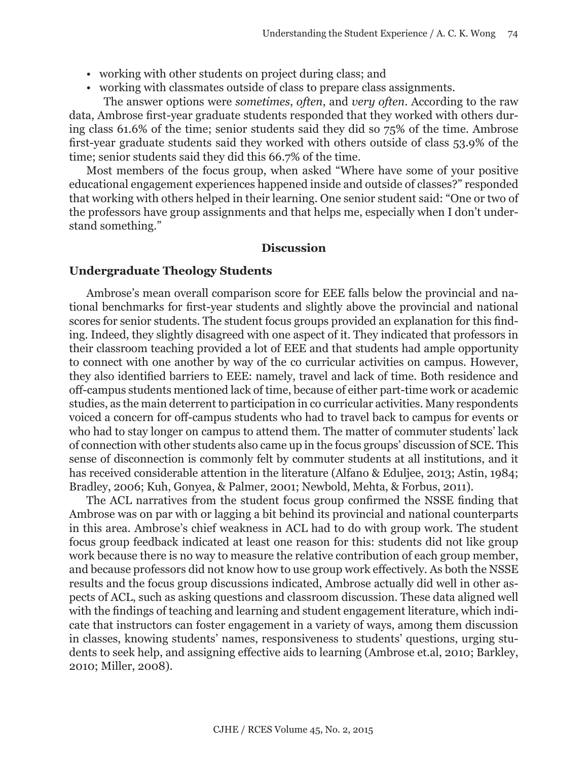- working with other students on project during class; and
- working with classmates outside of class to prepare class assignments.

The answer options were *sometimes*, *often*, and *very often*. According to the raw data, Ambrose first-year graduate students responded that they worked with others during class 61.6% of the time; senior students said they did so 75% of the time. Ambrose first-year graduate students said they worked with others outside of class 53.9% of the time; senior students said they did this 66.7% of the time.

Most members of the focus group, when asked "Where have some of your positive educational engagement experiences happened inside and outside of classes?" responded that working with others helped in their learning. One senior student said: "One or two of the professors have group assignments and that helps me, especially when I don't understand something."

## Discussion

### Undergraduate Theology Students

Ambrose's mean overall comparison score for EEE falls below the provincial and national benchmarks for first-year students and slightly above the provincial and national scores for senior students. The student focus groups provided an explanation for this finding. Indeed, they slightly disagreed with one aspect of it. They indicated that professors in their classroom teaching provided a lot of EEE and that students had ample opportunity to connect with one another by way of the co curricular activities on campus. However, they also identified barriers to EEE: namely, travel and lack of time. Both residence and off-campus students mentioned lack of time, because of either part-time work or academic studies, as the main deterrent to participation in co curricular activities. Many respondents voiced a concern for off-campus students who had to travel back to campus for events or who had to stay longer on campus to attend them. The matter of commuter students' lack of connection with other students also came up in the focus groups' discussion of SCE. This sense of disconnection is commonly felt by commuter students at all institutions, and it has received considerable attention in the literature (Alfano & Eduljee, 2013; Astin, 1984; Bradley, 2006; Kuh, Gonyea, & Palmer, 2001; Newbold, Mehta, & Forbus, 2011).

The ACL narratives from the student focus group confirmed the NSSE finding that Ambrose was on par with or lagging a bit behind its provincial and national counterparts in this area. Ambrose's chief weakness in ACL had to do with group work. The student focus group feedback indicated at least one reason for this: students did not like group work because there is no way to measure the relative contribution of each group member, and because professors did not know how to use group work effectively. As both the NSSE results and the focus group discussions indicated, Ambrose actually did well in other aspects of ACL, such as asking questions and classroom discussion. These data aligned well with the findings of teaching and learning and student engagement literature, which indicate that instructors can foster engagement in a variety of ways, among them discussion in classes, knowing students' names, responsiveness to students' questions, urging students to seek help, and assigning effective aids to learning (Ambrose et.al, 2010; Barkley, 2010; Miller, 2008).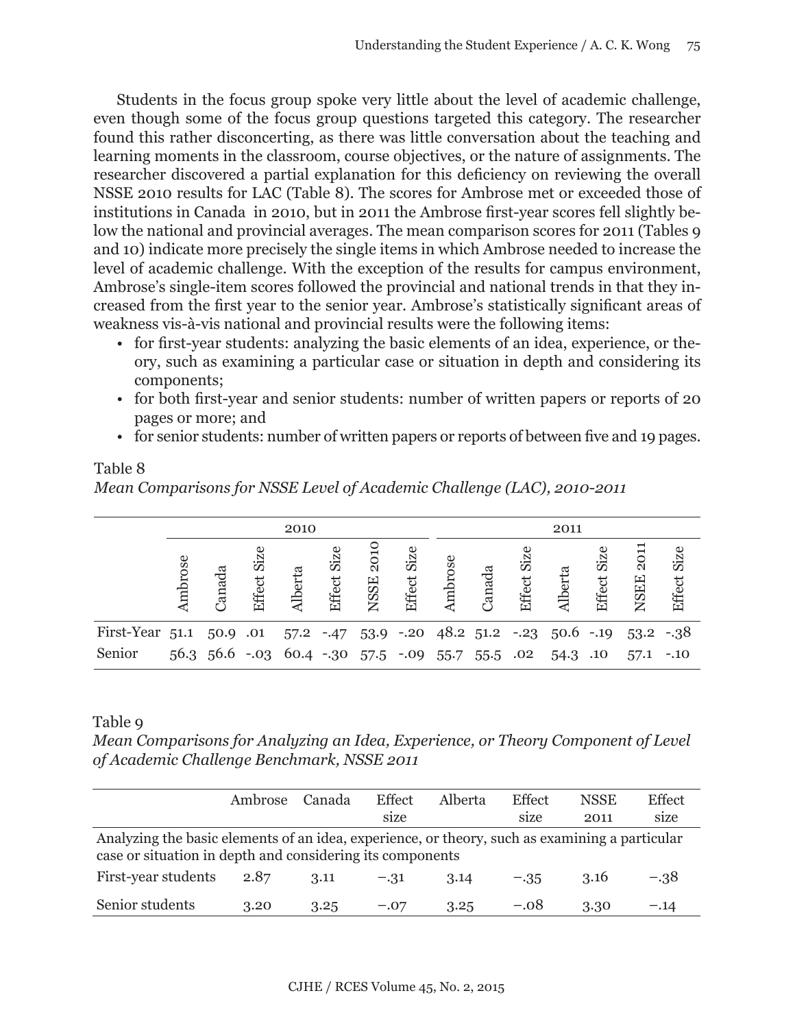Students in the focus group spoke very little about the level of academic challenge, even though some of the focus group questions targeted this category. The researcher found this rather disconcerting, as there was little conversation about the teaching and learning moments in the classroom, course objectives, or the nature of assignments. The researcher discovered a partial explanation for this deficiency on reviewing the overall NSSE 2010 results for LAC (Table 8). The scores for Ambrose met or exceeded those of institutions in Canada in 2010, but in 2011 the Ambrose first-year scores fell slightly below the national and provincial averages. The mean comparison scores for 2011 (Tables 9 and 10) indicate more precisely the single items in which Ambrose needed to increase the level of academic challenge. With the exception of the results for campus environment, Ambrose's single-item scores followed the provincial and national trends in that they increased from the first year to the senior year. Ambrose's statistically significant areas of weakness vis-à-vis national and provincial results were the following items:

- for first-year students: analyzing the basic elements of an idea, experience, or theory, such as examining a particular case or situation in depth and considering its components;
- for both first-year and senior students: number of written papers or reports of 20 pages or more; and
- for senior students: number of written papers or reports of between five and 19 pages.

Table 8

*Mean Comparisons for NSSE Level of Academic Challenge (LAC), 2010-2011*

| | 2010 | | | | | | | 2011 | | | | | | |
|---|---|---|---|---|---|---|---|---|---|---|---|---|---|---|
| | Ambrose | Canada | Effect Size | Alberta | Effect Size | NSSE 2010 | Effect Size | Ambrose | Canada | Effect Size | Alberta | Effect Size | NSEE 2011 | Effect Size |
| First-Year | 51.1 | 50.9 | .01 | 57.2 | -.47 | 53.9 | -.20 | 48.2 | 51.2 | -.23 | 50.6 | -.19 | 53.2 | -.38 |
| Senior | 56.3 | 56.6 | -.03 | 60.4 | -.30 | 57.5 | -.09 | 55.7 | 55.5 | .02 | 54.3 | .10 | 57.1 | -.10 |

Table 9

*Mean Comparisons for Analyzing an Idea, Experience, or Theory Component of Level of Academic Challenge Benchmark, NSSE 2011*

| | Ambrose | Canada | Effect size | Alberta | Effect size | NSSE 2011 | Effect size |
|---|---|---|---|---|---|---|---|
| Analyzing the basic elements of an idea, experience, or theory, such as examining a particular case or situation in depth and considering its components | | | | | | | |
| First-year students | 2.87 | 3.11 | −.31 | 3.14 | −.35 | 3.16 | −.38 |
| Senior students | 3.20 | 3.25 | −.07 | 3.25 | −.08 | 3.30 | −.14 |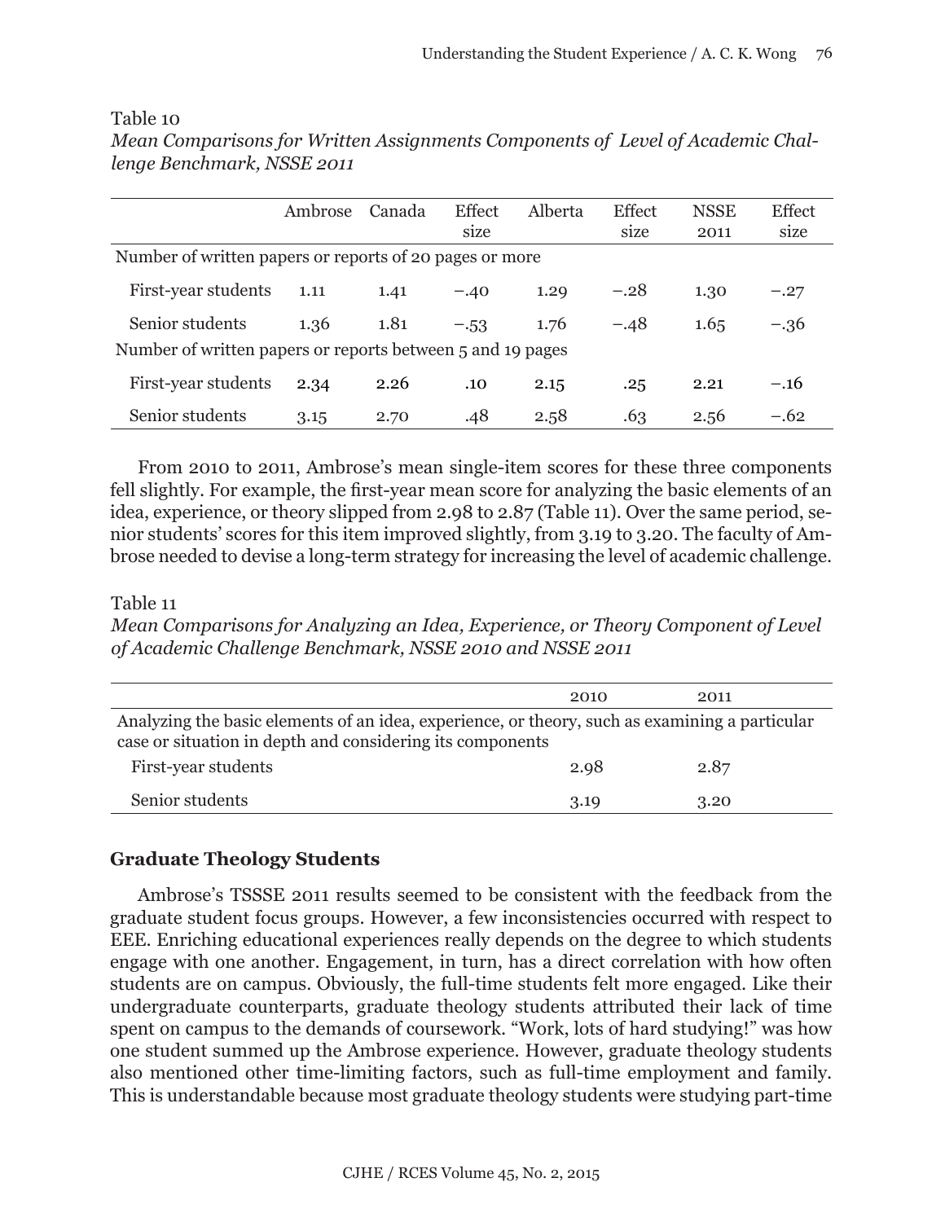Table 10

*Mean Comparisons for Written Assignments Components of Level of Academic Challenge Benchmark, NSSE 2011*

| | Ambrose | Canada | Effect size | Alberta | Effect size | NSSE 2011 | Effect size |
|---|---|---|---|---|---|---|---|
| Number of written papers or reports of 20 pages or more | | | | | | | |
| First-year students | 1.11 | 1.41 | −.40 | 1.29 | −.28 | 1.30 | −.27 |
| Senior students | 1.36 | 1.81 | −.53 | 1.76 | −.48 | 1.65 | −.36 |
| Number of written papers or reports between 5 and 19 pages | | | | | | | |
| First-year students | 2.34 | 2.26 | .10 | 2.15 | .25 | 2.21 | −.16 |
| Senior students | 3.15 | 2.70 | .48 | 2.58 | .63 | 2.56 | −.62 |

From 2010 to 2011, Ambrose's mean single-item scores for these three components fell slightly. For example, the first-year mean score for analyzing the basic elements of an idea, experience, or theory slipped from 2.98 to 2.87 (Table 11). Over the same period, senior students' scores for this item improved slightly, from 3.19 to 3.20. The faculty of Ambrose needed to devise a long-term strategy for increasing the level of academic challenge.

Table 11

*Mean Comparisons for Analyzing an Idea, Experience, or Theory Component of Level of Academic Challenge Benchmark, NSSE 2010 and NSSE 2011*

| | 2010 | 2011 |
|---|---|---|
| Analyzing the basic elements of an idea, experience, or theory, such as examining a particular case or situation in depth and considering its components | | |
| First-year students | 2.98 | 2.87 |
| Senior students | 3.19 | 3.20 |

## Graduate Theology Students

Ambrose's TSSSE 2011 results seemed to be consistent with the feedback from the graduate student focus groups. However, a few inconsistencies occurred with respect to EEE. Enriching educational experiences really depends on the degree to which students engage with one another. Engagement, in turn, has a direct correlation with how often students are on campus. Obviously, the full-time students felt more engaged. Like their undergraduate counterparts, graduate theology students attributed their lack of time spent on campus to the demands of coursework. "Work, lots of hard studying!" was how one student summed up the Ambrose experience. However, graduate theology students also mentioned other time-limiting factors, such as full-time employment and family. This is understandable because most graduate theology students were studying part-time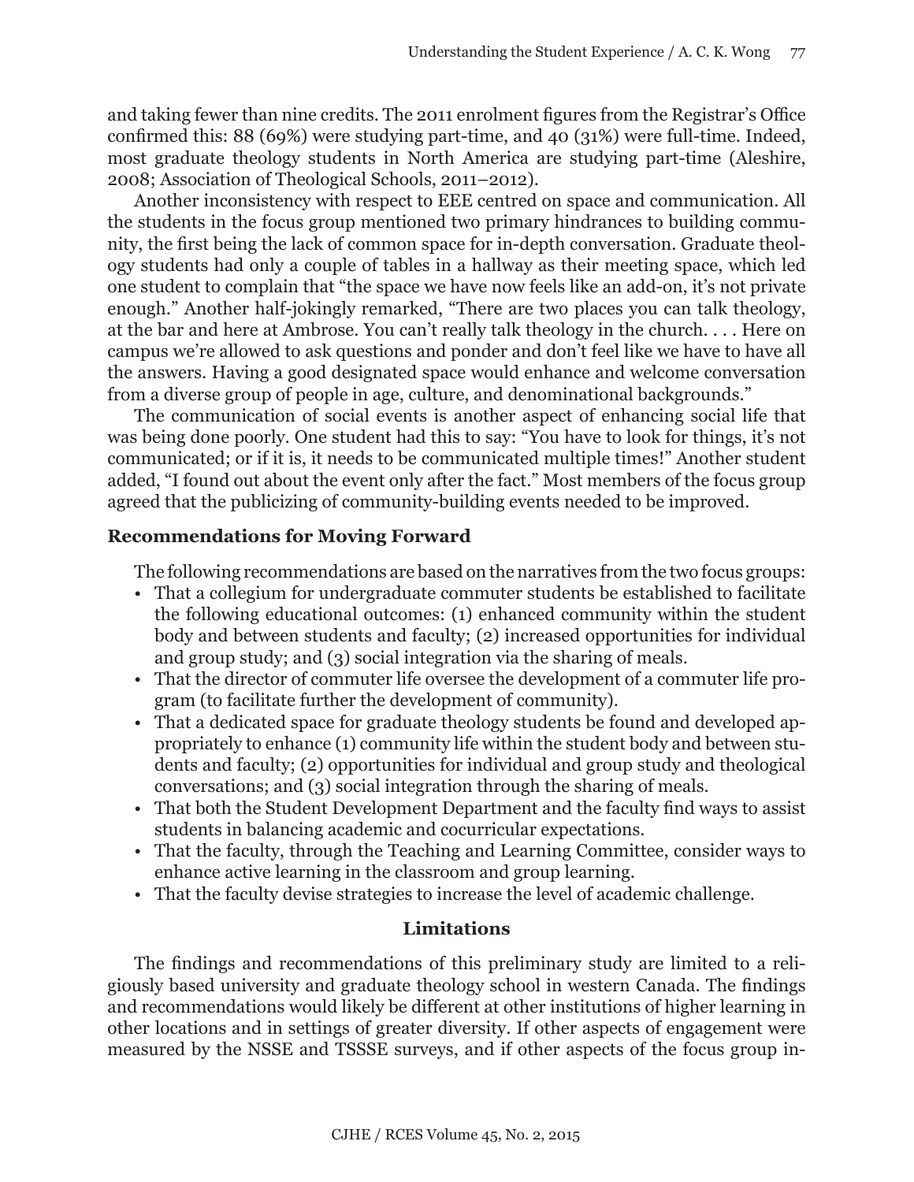and taking fewer than nine credits. The 2011 enrolment figures from the Registrar's Office confirmed this: 88 (69%) were studying part-time, and 40 (31%) were full-time. Indeed, most graduate theology students in North America are studying part-time (Aleshire, 2008; Association of Theological Schools, 2011–2012).

Another inconsistency with respect to EEE centred on space and communication. All the students in the focus group mentioned two primary hindrances to building community, the first being the lack of common space for in-depth conversation. Graduate theology students had only a couple of tables in a hallway as their meeting space, which led one student to complain that "the space we have now feels like an add-on, it's not private enough." Another half-jokingly remarked, "There are two places you can talk theology, at the bar and here at Ambrose. You can't really talk theology in the church. . . . Here on campus we're allowed to ask questions and ponder and don't feel like we have to have all the answers. Having a good designated space would enhance and welcome conversation from a diverse group of people in age, culture, and denominational backgrounds."

The communication of social events is another aspect of enhancing social life that was being done poorly. One student had this to say: "You have to look for things, it's not communicated; or if it is, it needs to be communicated multiple times!" Another student added, "I found out about the event only after the fact." Most members of the focus group agreed that the publicizing of community-building events needed to be improved.

### Recommendations for Moving Forward

The following recommendations are based on the narratives from the two focus groups:

- That a collegium for undergraduate commuter students be established to facilitate the following educational outcomes: (1) enhanced community within the student body and between students and faculty; (2) increased opportunities for individual and group study; and (3) social integration via the sharing of meals.
- That the director of commuter life oversee the development of a commuter life program (to facilitate further the development of community).
- That a dedicated space for graduate theology students be found and developed appropriately to enhance (1) community life within the student body and between students and faculty; (2) opportunities for individual and group study and theological conversations; and (3) social integration through the sharing of meals.
- That both the Student Development Department and the faculty find ways to assist students in balancing academic and cocurricular expectations.
- That the faculty, through the Teaching and Learning Committee, consider ways to enhance active learning in the classroom and group learning.
- That the faculty devise strategies to increase the level of academic challenge.

## Limitations

The findings and recommendations of this preliminary study are limited to a religiously based university and graduate theology school in western Canada. The findings and recommendations would likely be different at other institutions of higher learning in other locations and in settings of greater diversity. If other aspects of engagement were measured by the NSSE and TSSSE surveys, and if other aspects of the focus group in-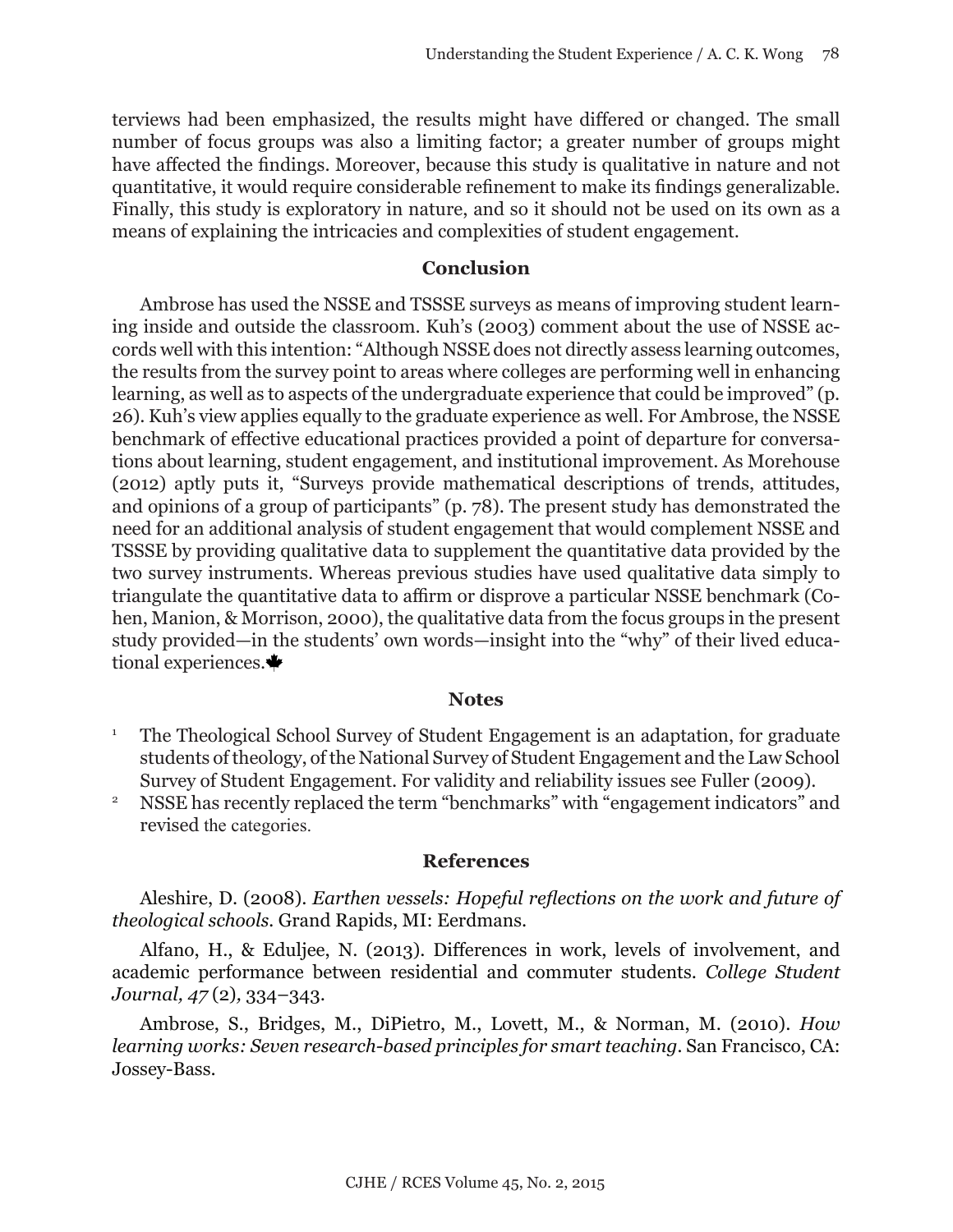terviews had been emphasized, the results might have differed or changed. The small number of focus groups was also a limiting factor; a greater number of groups might have affected the findings. Moreover, because this study is qualitative in nature and not quantitative, it would require considerable refinement to make its findings generalizable. Finally, this study is exploratory in nature, and so it should not be used on its own as a means of explaining the intricacies and complexities of student engagement.

## Conclusion

Ambrose has used the NSSE and TSSSE surveys as means of improving student learning inside and outside the classroom. Kuh's (2003) comment about the use of NSSE accords well with this intention: "Although NSSE does not directly assess learning outcomes, the results from the survey point to areas where colleges are performing well in enhancing learning, as well as to aspects of the undergraduate experience that could be improved" (p. 26). Kuh's view applies equally to the graduate experience as well. For Ambrose, the NSSE benchmark of effective educational practices provided a point of departure for conversations about learning, student engagement, and institutional improvement. As Morehouse (2012) aptly puts it, "Surveys provide mathematical descriptions of trends, attitudes, and opinions of a group of participants" (p. 78). The present study has demonstrated the need for an additional analysis of student engagement that would complement NSSE and TSSSE by providing qualitative data to supplement the quantitative data provided by the two survey instruments. Whereas previous studies have used qualitative data simply to triangulate the quantitative data to affirm or disprove a particular NSSE benchmark (Cohen, Manion, & Morrison, 2000), the qualitative data from the focus groups in the present study provided—in the students' own words—insight into the "why" of their lived educational experiences.

## Notes

1. The Theological School Survey of Student Engagement is an adaptation, for graduate students of theology, of the National Survey of Student Engagement and the Law School Survey of Student Engagement. For validity and reliability issues see Fuller (2009).
2. NSSE has recently replaced the term "benchmarks" with "engagement indicators" and revised the categories.

## References

Aleshire, D. (2008). *Earthen vessels: Hopeful reflections on the work and future of theological schools.* Grand Rapids, MI: Eerdmans.

Alfano, H., & Eduljee, N. (2013). Differences in work, levels of involvement, and academic performance between residential and commuter students. *College Student Journal, 47* (2), 334–343.

Ambrose, S., Bridges, M., DiPietro, M., Lovett, M., & Norman, M. (2010). *How learning works: Seven research-based principles for smart teaching*. San Francisco, CA: Jossey-Bass.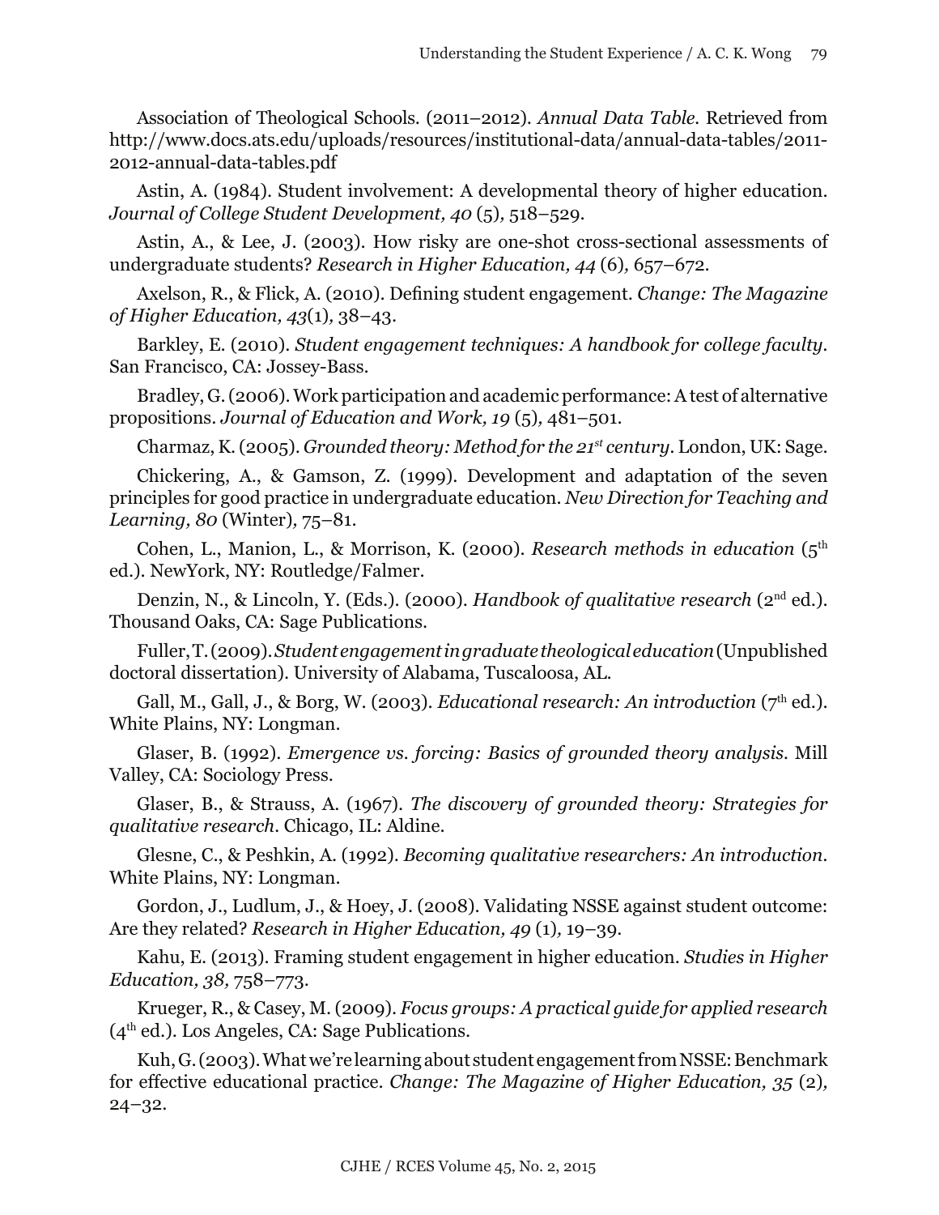Association of Theological Schools. (2011–2012). *Annual Data Table*. Retrieved from http://www.docs.ats.edu/uploads/resources/institutional-data/annual-data-tables/2011-2012-annual-data-tables.pdf

Astin, A. (1984). Student involvement: A developmental theory of higher education. *Journal of College Student Development, 40* (5), 518–529.

Astin, A., & Lee, J. (2003). How risky are one-shot cross-sectional assessments of undergraduate students? *Research in Higher Education, 44* (6), 657–672.

Axelson, R., & Flick, A. (2010). Defining student engagement. *Change: The Magazine of Higher Education, 43*(1), 38–43.

Barkley, E. (2010). *Student engagement techniques: A handbook for college faculty*. San Francisco, CA: Jossey-Bass.

Bradley, G. (2006). Work participation and academic performance: A test of alternative propositions. *Journal of Education and Work, 19* (5), 481–501.

Charmaz, K. (2005). *Grounded theory: Method for the 21st century*. London, UK: Sage.

Chickering, A., & Gamson, Z. (1999). Development and adaptation of the seven principles for good practice in undergraduate education. *New Direction for Teaching and Learning, 80* (Winter), 75–81.

Cohen, L., Manion, L., & Morrison, K. (2000). *Research methods in education* (5th ed.). NewYork, NY: Routledge/Falmer.

Denzin, N., & Lincoln, Y. (Eds.). (2000). *Handbook of qualitative research* (2nd ed.). Thousand Oaks, CA: Sage Publications.

Fuller, T. (2009). *Student engagement in graduate theological education* (Unpublished doctoral dissertation). University of Alabama, Tuscaloosa, AL.

Gall, M., Gall, J., & Borg, W. (2003). *Educational research: An introduction* (7th ed.). White Plains, NY: Longman.

Glaser, B. (1992). *Emergence vs. forcing: Basics of grounded theory analysis*. Mill Valley, CA: Sociology Press.

Glaser, B., & Strauss, A. (1967). *The discovery of grounded theory: Strategies for qualitative research*. Chicago, IL: Aldine.

Glesne, C., & Peshkin, A. (1992). *Becoming qualitative researchers: An introduction*. White Plains, NY: Longman.

Gordon, J., Ludlum, J., & Hoey, J. (2008). Validating NSSE against student outcome: Are they related? *Research in Higher Education, 49* (1), 19–39.

Kahu, E. (2013). Framing student engagement in higher education. *Studies in Higher Education, 38,* 758–773.

Krueger, R., & Casey, M. (2009). *Focus groups: A practical guide for applied research* (4th ed.). Los Angeles, CA: Sage Publications.

Kuh, G. (2003). What we're learning about student engagement from NSSE: Benchmark for effective educational practice. *Change: The Magazine of Higher Education, 35* (2), 24–32.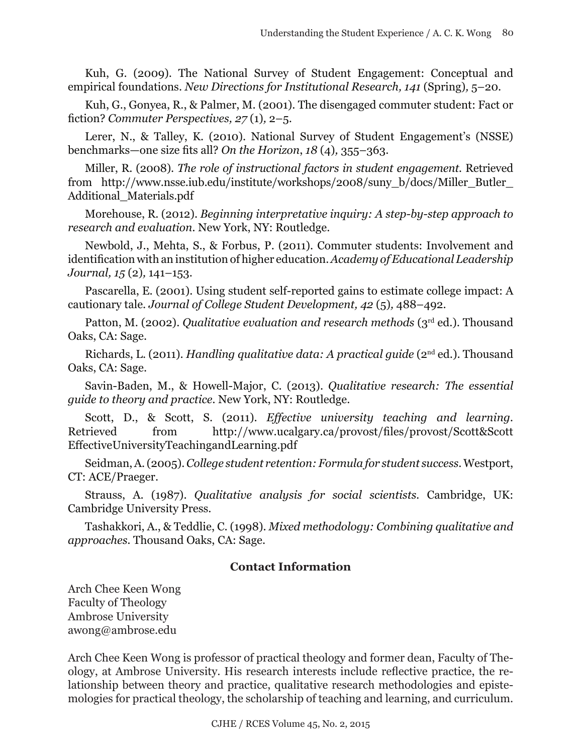Kuh, G. (2009). The National Survey of Student Engagement: Conceptual and empirical foundations. *New Directions for Institutional Research, 141* (Spring)*,* 5–20.

Kuh, G., Gonyea, R., & Palmer, M. (2001). The disengaged commuter student: Fact or fiction? *Commuter Perspectives, 27* (1)*,* 2–5.

Lerer, N., & Talley, K. (2010). National Survey of Student Engagement's (NSSE) benchmarks—one size fits all? *On the Horizon*, *18* (4)*,* 355–363.

Miller, R. (2008). *The role of instructional factors in student engagement.* Retrieved from http://www.nsse.iub.edu/institute/workshops/2008/suny_b/docs/Miller_Butler_Additional_Materials.pdf

Morehouse, R. (2012). *Beginning interpretative inquiry: A step-by-step approach to research and evaluation*. New York, NY: Routledge.

Newbold, J., Mehta, S., & Forbus, P. (2011). Commuter students: Involvement and identification with an institution of higher education. *Academy of Educational Leadership Journal, 15* (2)*,* 141–153.

Pascarella, E. (2001). Using student self-reported gains to estimate college impact: A cautionary tale. *Journal of College Student Development, 42* (5)*,* 488–492.

Patton, M. (2002). *Qualitative evaluation and research methods* (3rd ed.). Thousand Oaks, CA: Sage.

Richards, L. (2011). *Handling qualitative data: A practical guide* (2nd ed.). Thousand Oaks, CA: Sage.

Savin-Baden, M., & Howell-Major, C. (2013). *Qualitative research: The essential guide to theory and practice*. New York, NY: Routledge.

Scott, D., & Scott, S. (2011). *Effective university teaching and learning*. Retrieved from http://www.ucalgary.ca/provost/files/provost/Scott&Scott EffectiveUniversityTeachingandLearning.pdf

Seidman, A. (2005). *College student retention: Formula for student success*. Westport, CT: ACE/Praeger.

Strauss, A. (1987). *Qualitative analysis for social scientists*. Cambridge, UK: Cambridge University Press.

Tashakkori, A., & Teddlie, C. (1998). *Mixed methodology: Combining qualitative and approaches*. Thousand Oaks, CA: Sage.

### Contact Information

Arch Chee Keen Wong
Faculty of Theology
Ambrose University
awong@ambrose.edu

Arch Chee Keen Wong is professor of practical theology and former dean, Faculty of Theology, at Ambrose University. His research interests include reflective practice, the relationship between theory and practice, qualitative research methodologies and epistemologies for practical theology, the scholarship of teaching and learning, and curriculum.